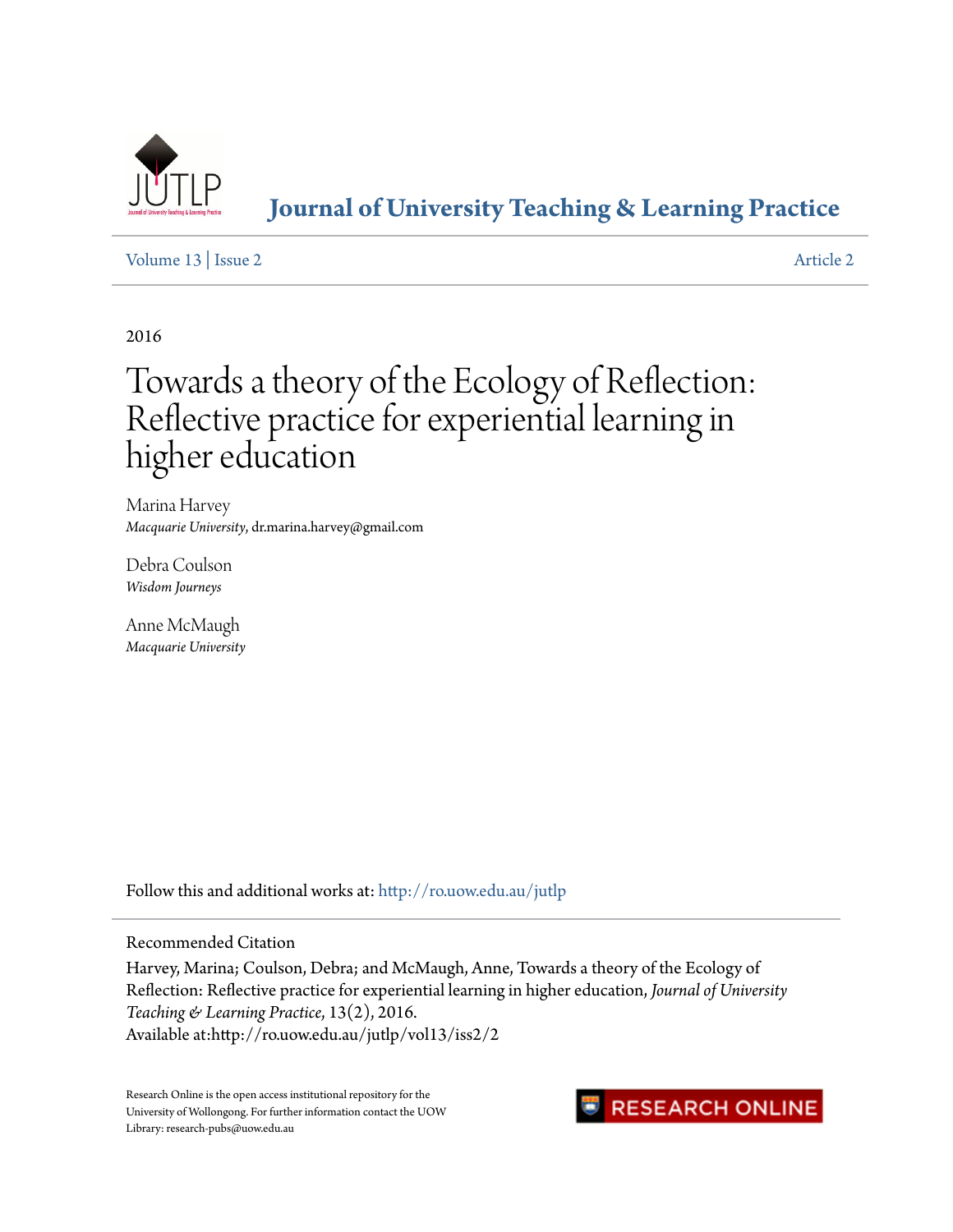# Journal of University Teaching & Learning Practice

Volume 13 | Issue 2 Article 2

2016

# Towards a theory of the Ecology of Reflection: Reflective practice for experiential learning in higher education

Marina Harvey
*Macquarie University*, dr.marina.harvey@gmail.com

Debra Coulson
*Wisdom Journeys*

Anne McMaugh
*Macquarie University*

Follow this and additional works at: http://ro.uow.edu.au/jutlp

## Recommended Citation

Harvey, Marina; Coulson, Debra; and McMaugh, Anne, Towards a theory of the Ecology of Reflection: Reflective practice for experiential learning in higher education, *Journal of University Teaching & Learning Practice*, 13(2), 2016.
Available at:http://ro.uow.edu.au/jutlp/vol13/iss2/2

Research Online is the open access institutional repository for the University of Wollongong. For further information contact the UOW Library: research-pubs@uow.edu.au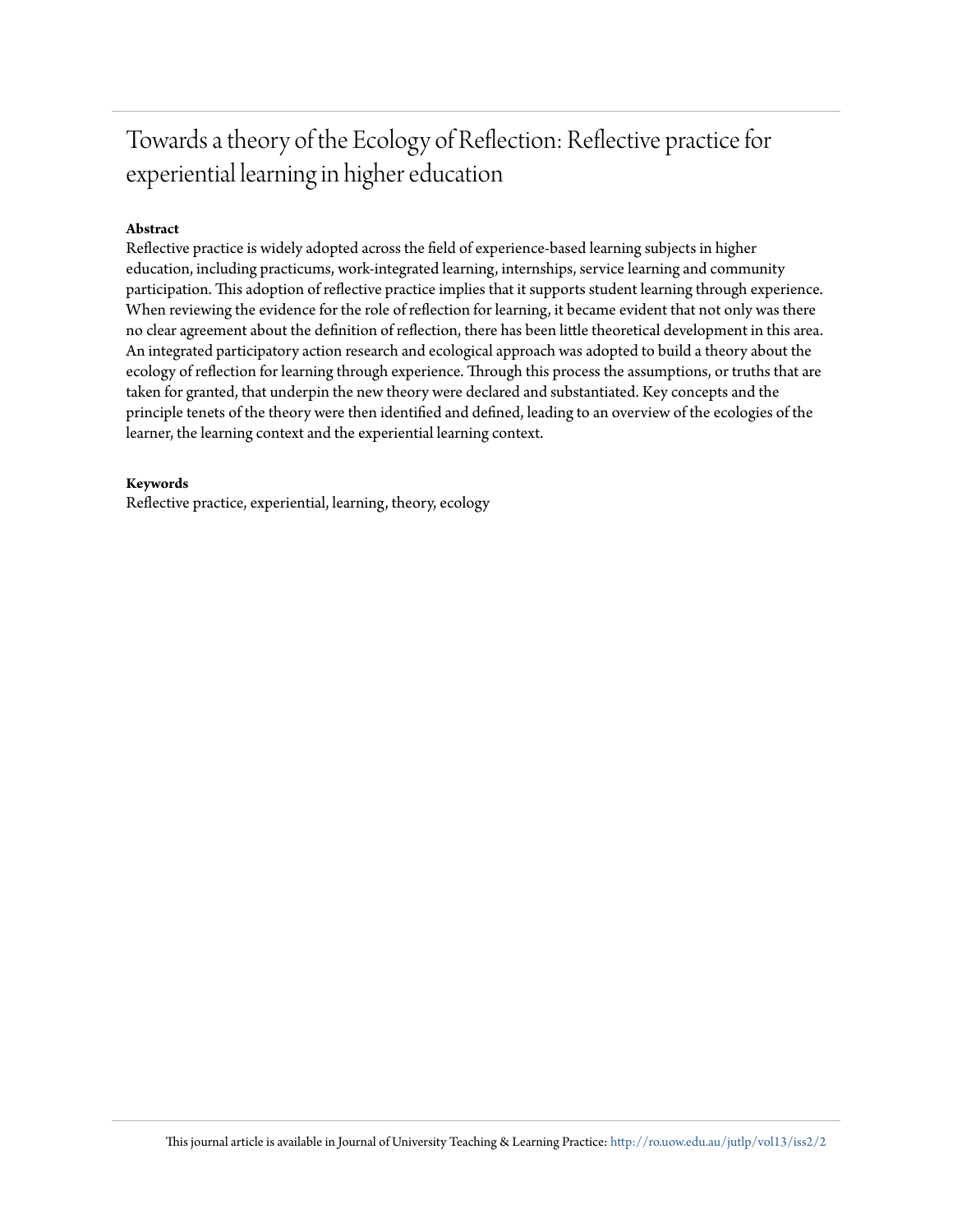# Towards a theory of the Ecology of Reflection: Reflective practice for experiential learning in higher education

**Abstract**

Reflective practice is widely adopted across the field of experience-based learning subjects in higher education, including practicums, work-integrated learning, internships, service learning and community participation. This adoption of reflective practice implies that it supports student learning through experience. When reviewing the evidence for the role of reflection for learning, it became evident that not only was there no clear agreement about the definition of reflection, there has been little theoretical development in this area. An integrated participatory action research and ecological approach was adopted to build a theory about the ecology of reflection for learning through experience. Through this process the assumptions, or truths that are taken for granted, that underpin the new theory were declared and substantiated. Key concepts and the principle tenets of the theory were then identified and defined, leading to an overview of the ecologies of the learner, the learning context and the experiential learning context.

**Keywords**

Reflective practice, experiential, learning, theory, ecology

This journal article is available in Journal of University Teaching & Learning Practice: http://ro.uow.edu.au/jutlp/vol13/iss2/2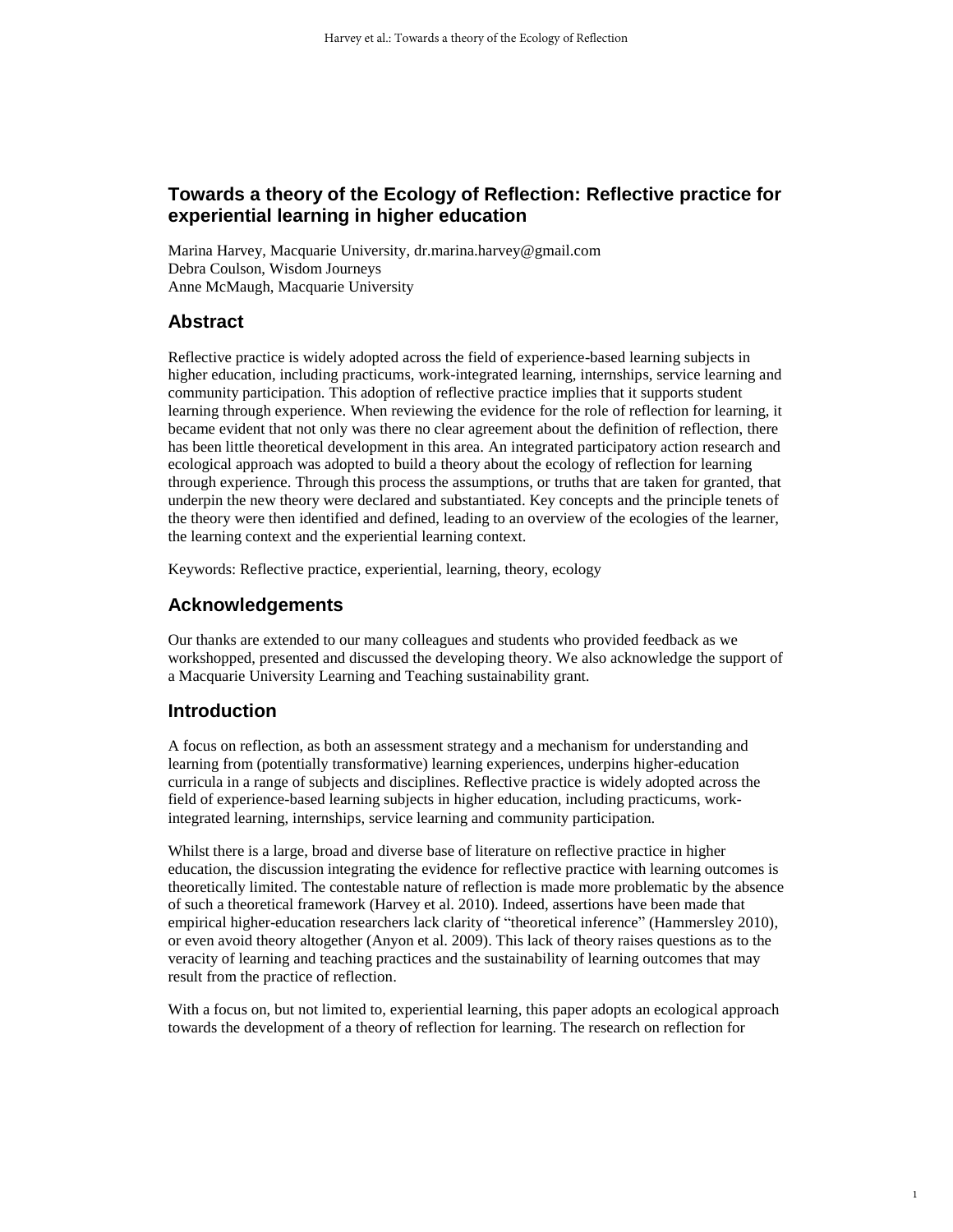# Towards a theory of the Ecology of Reflection: Reflective practice for experiential learning in higher education

Marina Harvey, Macquarie University, dr.marina.harvey@gmail.com
Debra Coulson, Wisdom Journeys
Anne McMaugh, Macquarie University

## Abstract

Reflective practice is widely adopted across the field of experience-based learning subjects in higher education, including practicums, work-integrated learning, internships, service learning and community participation. This adoption of reflective practice implies that it supports student learning through experience. When reviewing the evidence for the role of reflection for learning, it became evident that not only was there no clear agreement about the definition of reflection, there has been little theoretical development in this area. An integrated participatory action research and ecological approach was adopted to build a theory about the ecology of reflection for learning through experience. Through this process the assumptions, or truths that are taken for granted, that underpin the new theory were declared and substantiated. Key concepts and the principle tenets of the theory were then identified and defined, leading to an overview of the ecologies of the learner, the learning context and the experiential learning context.

Keywords: Reflective practice, experiential, learning, theory, ecology

## Acknowledgements

Our thanks are extended to our many colleagues and students who provided feedback as we workshopped, presented and discussed the developing theory. We also acknowledge the support of a Macquarie University Learning and Teaching sustainability grant.

## Introduction

A focus on reflection, as both an assessment strategy and a mechanism for understanding and learning from (potentially transformative) learning experiences, underpins higher-education curricula in a range of subjects and disciplines. Reflective practice is widely adopted across the field of experience-based learning subjects in higher education, including practicums, work-integrated learning, internships, service learning and community participation.

Whilst there is a large, broad and diverse base of literature on reflective practice in higher education, the discussion integrating the evidence for reflective practice with learning outcomes is theoretically limited. The contestable nature of reflection is made more problematic by the absence of such a theoretical framework (Harvey et al. 2010). Indeed, assertions have been made that empirical higher-education researchers lack clarity of "theoretical inference" (Hammersley 2010), or even avoid theory altogether (Anyon et al. 2009). This lack of theory raises questions as to the veracity of learning and teaching practices and the sustainability of learning outcomes that may result from the practice of reflection.

With a focus on, but not limited to, experiential learning, this paper adopts an ecological approach towards the development of a theory of reflection for learning. The research on reflection for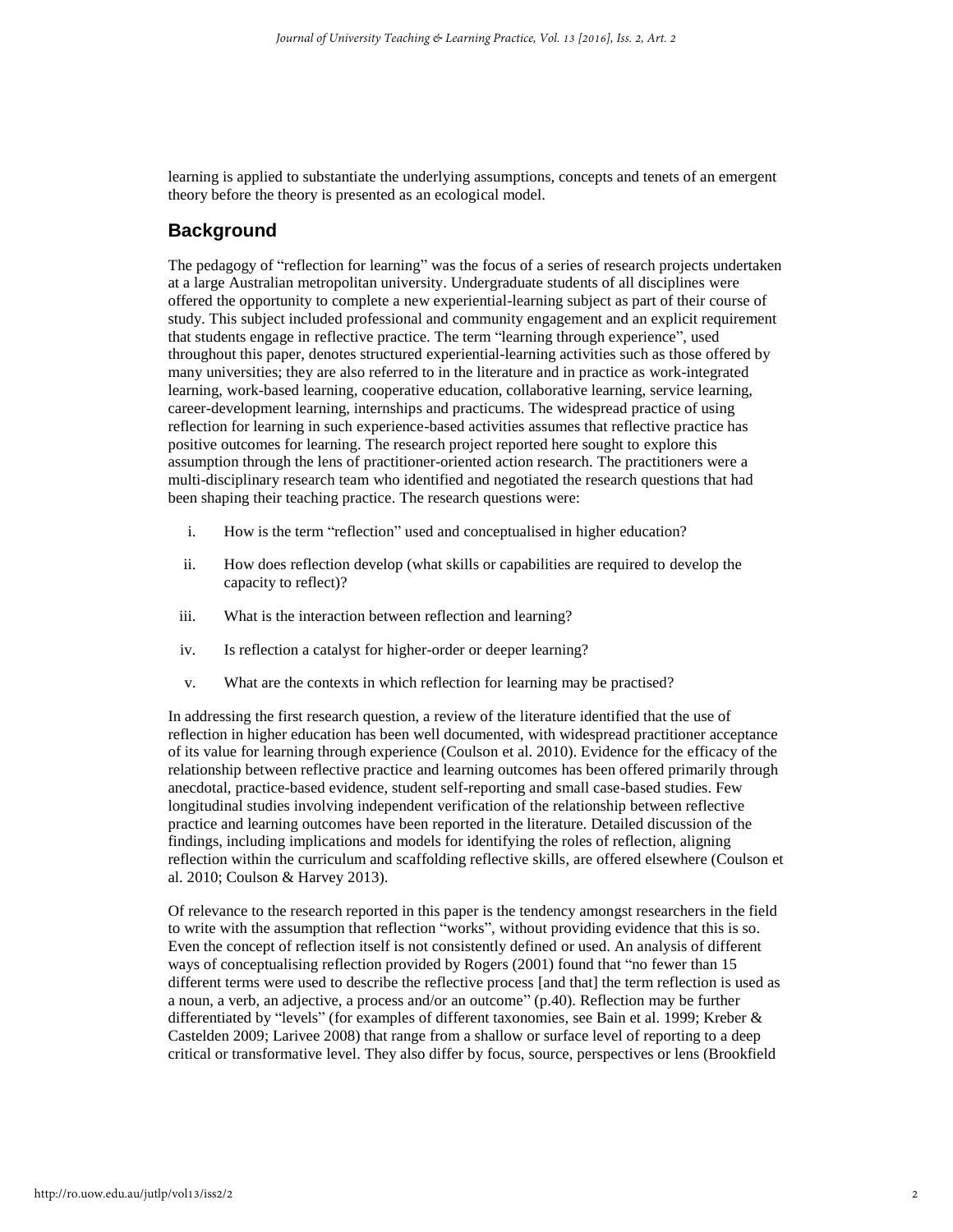learning is applied to substantiate the underlying assumptions, concepts and tenets of an emergent theory before the theory is presented as an ecological model.

## Background

The pedagogy of "reflection for learning" was the focus of a series of research projects undertaken at a large Australian metropolitan university. Undergraduate students of all disciplines were offered the opportunity to complete a new experiential-learning subject as part of their course of study. This subject included professional and community engagement and an explicit requirement that students engage in reflective practice. The term "learning through experience", used throughout this paper, denotes structured experiential-learning activities such as those offered by many universities; they are also referred to in the literature and in practice as work-integrated learning, work-based learning, cooperative education, collaborative learning, service learning, career-development learning, internships and practicums. The widespread practice of using reflection for learning in such experience-based activities assumes that reflective practice has positive outcomes for learning. The research project reported here sought to explore this assumption through the lens of practitioner-oriented action research. The practitioners were a multi-disciplinary research team who identified and negotiated the research questions that had been shaping their teaching practice. The research questions were:

i. How is the term "reflection" used and conceptualised in higher education?

ii. How does reflection develop (what skills or capabilities are required to develop the capacity to reflect)?

iii. What is the interaction between reflection and learning?

iv. Is reflection a catalyst for higher-order or deeper learning?

v. What are the contexts in which reflection for learning may be practised?

In addressing the first research question, a review of the literature identified that the use of reflection in higher education has been well documented, with widespread practitioner acceptance of its value for learning through experience (Coulson et al. 2010). Evidence for the efficacy of the relationship between reflective practice and learning outcomes has been offered primarily through anecdotal, practice-based evidence, student self-reporting and small case-based studies. Few longitudinal studies involving independent verification of the relationship between reflective practice and learning outcomes have been reported in the literature. Detailed discussion of the findings, including implications and models for identifying the roles of reflection, aligning reflection within the curriculum and scaffolding reflective skills, are offered elsewhere (Coulson et al. 2010; Coulson & Harvey 2013).

Of relevance to the research reported in this paper is the tendency amongst researchers in the field to write with the assumption that reflection "works", without providing evidence that this is so. Even the concept of reflection itself is not consistently defined or used. An analysis of different ways of conceptualising reflection provided by Rogers (2001) found that "no fewer than 15 different terms were used to describe the reflective process [and that] the term reflection is used as a noun, a verb, an adjective, a process and/or an outcome" (p.40). Reflection may be further differentiated by "levels" (for examples of different taxonomies, see Bain et al. 1999; Kreber & Castelden 2009; Larivee 2008) that range from a shallow or surface level of reporting to a deep critical or transformative level. They also differ by focus, source, perspectives or lens (Brookfield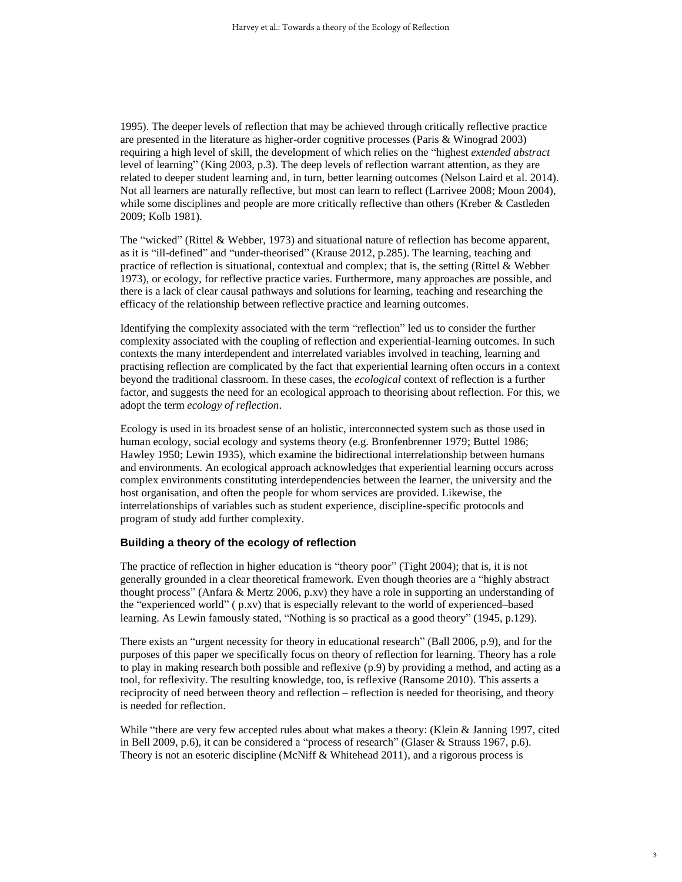1995). The deeper levels of reflection that may be achieved through critically reflective practice are presented in the literature as higher-order cognitive processes (Paris & Winograd 2003) requiring a high level of skill, the development of which relies on the "highest *extended abstract* level of learning" (King 2003, p.3). The deep levels of reflection warrant attention, as they are related to deeper student learning and, in turn, better learning outcomes (Nelson Laird et al. 2014). Not all learners are naturally reflective, but most can learn to reflect (Larrivee 2008; Moon 2004), while some disciplines and people are more critically reflective than others (Kreber & Castleden 2009; Kolb 1981).

The "wicked" (Rittel & Webber, 1973) and situational nature of reflection has become apparent, as it is "ill-defined" and "under-theorised" (Krause 2012, p.285). The learning, teaching and practice of reflection is situational, contextual and complex; that is, the setting (Rittel & Webber 1973), or ecology, for reflective practice varies. Furthermore, many approaches are possible, and there is a lack of clear causal pathways and solutions for learning, teaching and researching the efficacy of the relationship between reflective practice and learning outcomes.

Identifying the complexity associated with the term "reflection" led us to consider the further complexity associated with the coupling of reflection and experiential-learning outcomes. In such contexts the many interdependent and interrelated variables involved in teaching, learning and practising reflection are complicated by the fact that experiential learning often occurs in a context beyond the traditional classroom. In these cases, the *ecological* context of reflection is a further factor, and suggests the need for an ecological approach to theorising about reflection. For this, we adopt the term *ecology of reflection*.

Ecology is used in its broadest sense of an holistic, interconnected system such as those used in human ecology, social ecology and systems theory (e.g. Bronfenbrenner 1979; Buttel 1986; Hawley 1950; Lewin 1935), which examine the bidirectional interrelationship between humans and environments. An ecological approach acknowledges that experiential learning occurs across complex environments constituting interdependencies between the learner, the university and the host organisation, and often the people for whom services are provided. Likewise, the interrelationships of variables such as student experience, discipline-specific protocols and program of study add further complexity.

### Building a theory of the ecology of reflection

The practice of reflection in higher education is "theory poor" (Tight 2004); that is, it is not generally grounded in a clear theoretical framework. Even though theories are a "highly abstract thought process" (Anfara & Mertz 2006, p.xv) they have a role in supporting an understanding of the "experienced world" ( p.xv) that is especially relevant to the world of experienced–based learning. As Lewin famously stated, "Nothing is so practical as a good theory" (1945, p.129).

There exists an "urgent necessity for theory in educational research" (Ball 2006, p.9), and for the purposes of this paper we specifically focus on theory of reflection for learning. Theory has a role to play in making research both possible and reflexive (p.9) by providing a method, and acting as a tool, for reflexivity. The resulting knowledge, too, is reflexive (Ransome 2010). This asserts a reciprocity of need between theory and reflection – reflection is needed for theorising, and theory is needed for reflection.

While "there are very few accepted rules about what makes a theory: (Klein & Janning 1997, cited in Bell 2009, p.6), it can be considered a "process of research" (Glaser & Strauss 1967, p.6). Theory is not an esoteric discipline (McNiff & Whitehead 2011), and a rigorous process is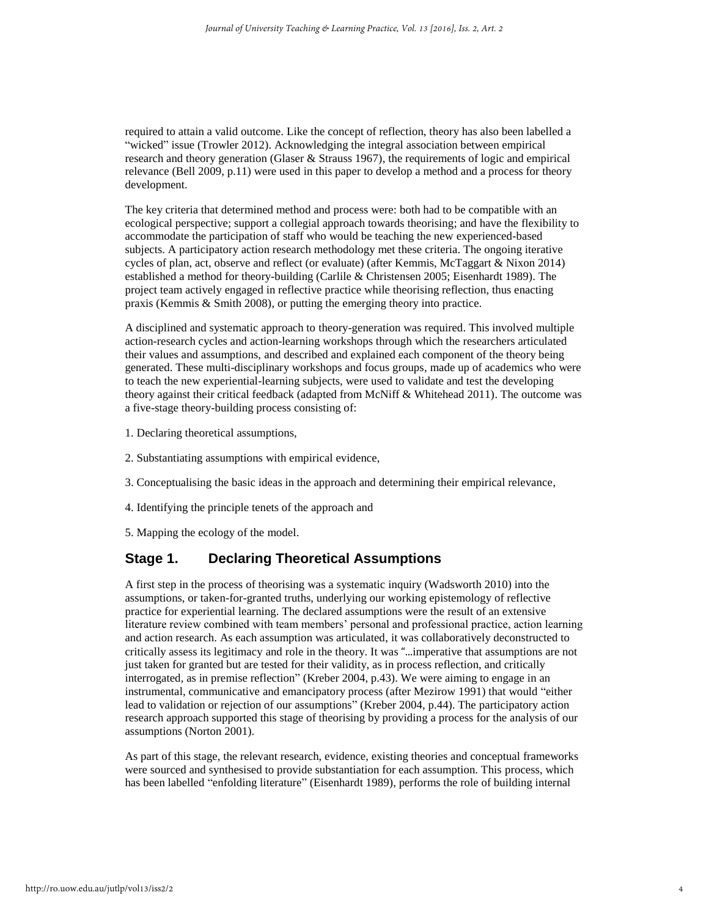required to attain a valid outcome. Like the concept of reflection, theory has also been labelled a "wicked" issue (Trowler 2012). Acknowledging the integral association between empirical research and theory generation (Glaser & Strauss 1967), the requirements of logic and empirical relevance (Bell 2009, p.11) were used in this paper to develop a method and a process for theory development.

The key criteria that determined method and process were: both had to be compatible with an ecological perspective; support a collegial approach towards theorising; and have the flexibility to accommodate the participation of staff who would be teaching the new experienced-based subjects. A participatory action research methodology met these criteria. The ongoing iterative cycles of plan, act, observe and reflect (or evaluate) (after Kemmis, McTaggart & Nixon 2014) established a method for theory-building (Carlile & Christensen 2005; Eisenhardt 1989). The project team actively engaged in reflective practice while theorising reflection, thus enacting praxis (Kemmis & Smith 2008), or putting the emerging theory into practice.

A disciplined and systematic approach to theory-generation was required. This involved multiple action-research cycles and action-learning workshops through which the researchers articulated their values and assumptions, and described and explained each component of the theory being generated. These multi-disciplinary workshops and focus groups, made up of academics who were to teach the new experiential-learning subjects, were used to validate and test the developing theory against their critical feedback (adapted from McNiff & Whitehead 2011). The outcome was a five-stage theory-building process consisting of:

1. Declaring theoretical assumptions,

2. Substantiating assumptions with empirical evidence,

3. Conceptualising the basic ideas in the approach and determining their empirical relevance,

4. Identifying the principle tenets of the approach and

5. Mapping the ecology of the model.

## Stage 1. Declaring Theoretical Assumptions

A first step in the process of theorising was a systematic inquiry (Wadsworth 2010) into the assumptions, or taken-for-granted truths, underlying our working epistemology of reflective practice for experiential learning. The declared assumptions were the result of an extensive literature review combined with team members' personal and professional practice, action learning and action research. As each assumption was articulated, it was collaboratively deconstructed to critically assess its legitimacy and role in the theory. It was "...imperative that assumptions are not just taken for granted but are tested for their validity, as in process reflection, and critically interrogated, as in premise reflection" (Kreber 2004, p.43). We were aiming to engage in an instrumental, communicative and emancipatory process (after Mezirow 1991) that would "either lead to validation or rejection of our assumptions" (Kreber 2004, p.44). The participatory action research approach supported this stage of theorising by providing a process for the analysis of our assumptions (Norton 2001).

As part of this stage, the relevant research, evidence, existing theories and conceptual frameworks were sourced and synthesised to provide substantiation for each assumption. This process, which has been labelled "enfolding literature" (Eisenhardt 1989), performs the role of building internal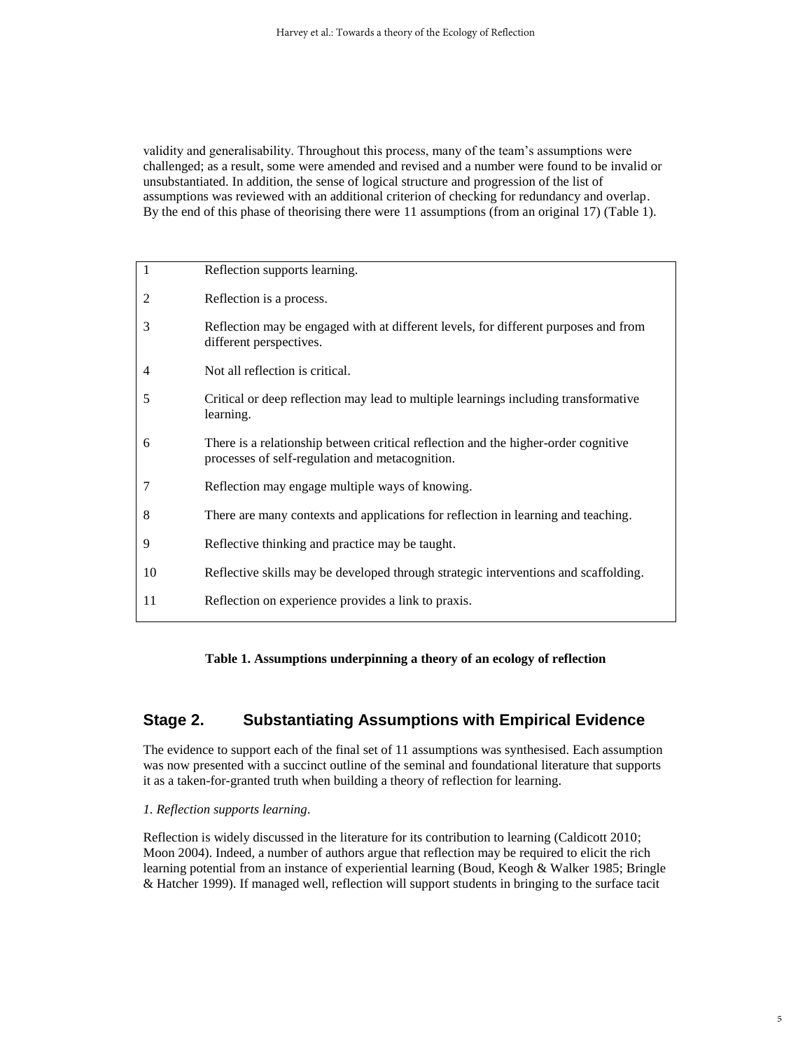validity and generalisability. Throughout this process, many of the team's assumptions were challenged; as a result, some were amended and revised and a number were found to be invalid or unsubstantiated. In addition, the sense of logical structure and progression of the list of assumptions was reviewed with an additional criterion of checking for redundancy and overlap. By the end of this phase of theorising there were 11 assumptions (from an original 17) (Table 1).

| | |
|---|---|
| 1 | Reflection supports learning. |
| 2 | Reflection is a process. |
| 3 | Reflection may be engaged with at different levels, for different purposes and from different perspectives. |
| 4 | Not all reflection is critical. |
| 5 | Critical or deep reflection may lead to multiple learnings including transformative learning. |
| 6 | There is a relationship between critical reflection and the higher-order cognitive processes of self-regulation and metacognition. |
| 7 | Reflection may engage multiple ways of knowing. |
| 8 | There are many contexts and applications for reflection in learning and teaching. |
| 9 | Reflective thinking and practice may be taught. |
| 10 | Reflective skills may be developed through strategic interventions and scaffolding. |
| 11 | Reflection on experience provides a link to praxis. |

**Table 1. Assumptions underpinning a theory of an ecology of reflection**

## Stage 2. Substantiating Assumptions with Empirical Evidence

The evidence to support each of the final set of 11 assumptions was synthesised. Each assumption was now presented with a succinct outline of the seminal and foundational literature that supports it as a taken-for-granted truth when building a theory of reflection for learning.

*1. Reflection supports learning.*

Reflection is widely discussed in the literature for its contribution to learning (Caldicott 2010; Moon 2004). Indeed, a number of authors argue that reflection may be required to elicit the rich learning potential from an instance of experiential learning (Boud, Keogh & Walker 1985; Bringle & Hatcher 1999). If managed well, reflection will support students in bringing to the surface tacit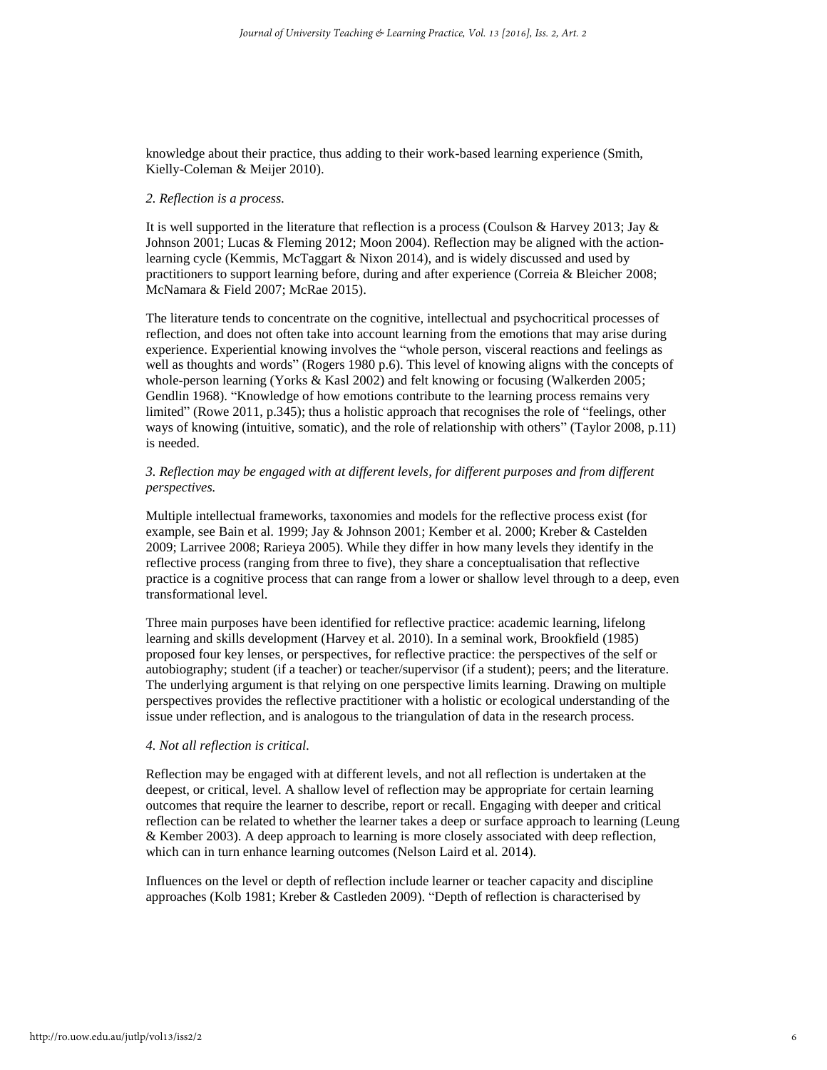knowledge about their practice, thus adding to their work-based learning experience (Smith, Kielly-Coleman & Meijer 2010).

*2. Reflection is a process.*

It is well supported in the literature that reflection is a process (Coulson & Harvey 2013; Jay & Johnson 2001; Lucas & Fleming 2012; Moon 2004). Reflection may be aligned with the action-learning cycle (Kemmis, McTaggart & Nixon 2014), and is widely discussed and used by practitioners to support learning before, during and after experience (Correia & Bleicher 2008; McNamara & Field 2007; McRae 2015).

The literature tends to concentrate on the cognitive, intellectual and psychocritical processes of reflection, and does not often take into account learning from the emotions that may arise during experience. Experiential knowing involves the "whole person, visceral reactions and feelings as well as thoughts and words" (Rogers 1980 p.6). This level of knowing aligns with the concepts of whole-person learning (Yorks & Kasl 2002) and felt knowing or focusing (Walkerden 2005; Gendlin 1968). "Knowledge of how emotions contribute to the learning process remains very limited" (Rowe 2011, p.345); thus a holistic approach that recognises the role of "feelings, other ways of knowing (intuitive, somatic), and the role of relationship with others" (Taylor 2008, p.11) is needed.

*3. Reflection may be engaged with at different levels, for different purposes and from different perspectives.*

Multiple intellectual frameworks, taxonomies and models for the reflective process exist (for example, see Bain et al. 1999; Jay & Johnson 2001; Kember et al. 2000; Kreber & Castelden 2009; Larrivee 2008; Rarieya 2005). While they differ in how many levels they identify in the reflective process (ranging from three to five), they share a conceptualisation that reflective practice is a cognitive process that can range from a lower or shallow level through to a deep, even transformational level.

Three main purposes have been identified for reflective practice: academic learning, lifelong learning and skills development (Harvey et al. 2010). In a seminal work, Brookfield (1985) proposed four key lenses, or perspectives, for reflective practice: the perspectives of the self or autobiography; student (if a teacher) or teacher/supervisor (if a student); peers; and the literature. The underlying argument is that relying on one perspective limits learning. Drawing on multiple perspectives provides the reflective practitioner with a holistic or ecological understanding of the issue under reflection, and is analogous to the triangulation of data in the research process.

*4. Not all reflection is critical.*

Reflection may be engaged with at different levels, and not all reflection is undertaken at the deepest, or critical, level. A shallow level of reflection may be appropriate for certain learning outcomes that require the learner to describe, report or recall. Engaging with deeper and critical reflection can be related to whether the learner takes a deep or surface approach to learning (Leung & Kember 2003). A deep approach to learning is more closely associated with deep reflection, which can in turn enhance learning outcomes (Nelson Laird et al. 2014).

Influences on the level or depth of reflection include learner or teacher capacity and discipline approaches (Kolb 1981; Kreber & Castleden 2009). "Depth of reflection is characterised by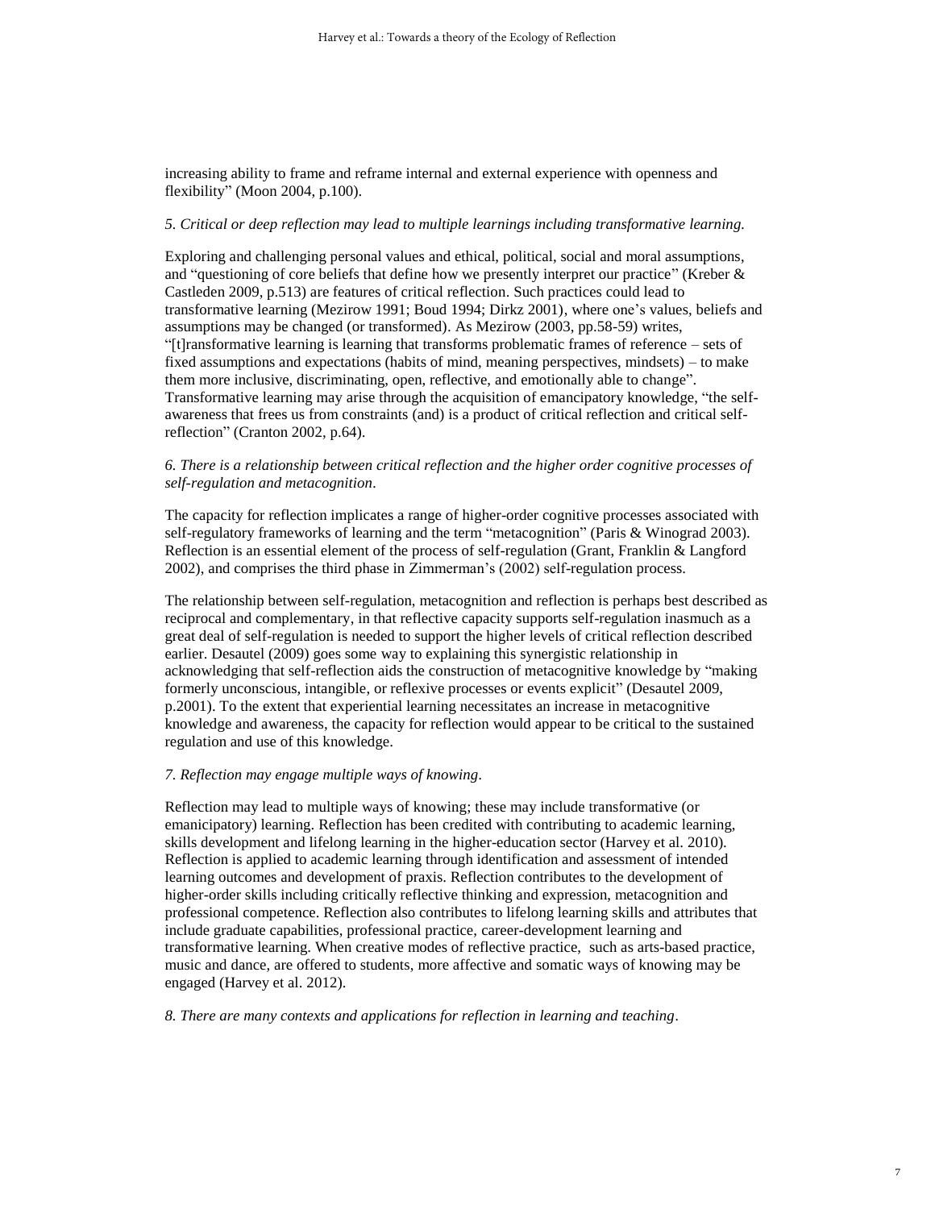increasing ability to frame and reframe internal and external experience with openness and flexibility" (Moon 2004, p.100).

*5. Critical or deep reflection may lead to multiple learnings including transformative learning.*

Exploring and challenging personal values and ethical, political, social and moral assumptions, and "questioning of core beliefs that define how we presently interpret our practice" (Kreber & Castleden 2009, p.513) are features of critical reflection. Such practices could lead to transformative learning (Mezirow 1991; Boud 1994; Dirkz 2001), where one's values, beliefs and assumptions may be changed (or transformed). As Mezirow (2003, pp.58-59) writes, "[t]ransformative learning is learning that transforms problematic frames of reference – sets of fixed assumptions and expectations (habits of mind, meaning perspectives, mindsets) – to make them more inclusive, discriminating, open, reflective, and emotionally able to change". Transformative learning may arise through the acquisition of emancipatory knowledge, "the self-awareness that frees us from constraints (and) is a product of critical reflection and critical self-reflection" (Cranton 2002, p.64).

*6. There is a relationship between critical reflection and the higher order cognitive processes of self-regulation and metacognition.*

The capacity for reflection implicates a range of higher-order cognitive processes associated with self-regulatory frameworks of learning and the term "metacognition" (Paris & Winograd 2003). Reflection is an essential element of the process of self-regulation (Grant, Franklin & Langford 2002), and comprises the third phase in Zimmerman's (2002) self-regulation process.

The relationship between self-regulation, metacognition and reflection is perhaps best described as reciprocal and complementary, in that reflective capacity supports self-regulation inasmuch as a great deal of self-regulation is needed to support the higher levels of critical reflection described earlier. Desautel (2009) goes some way to explaining this synergistic relationship in acknowledging that self-reflection aids the construction of metacognitive knowledge by "making formerly unconscious, intangible, or reflexive processes or events explicit" (Desautel 2009, p.2001). To the extent that experiential learning necessitates an increase in metacognitive knowledge and awareness, the capacity for reflection would appear to be critical to the sustained regulation and use of this knowledge.

*7. Reflection may engage multiple ways of knowing.*

Reflection may lead to multiple ways of knowing; these may include transformative (or emanicipatory) learning. Reflection has been credited with contributing to academic learning, skills development and lifelong learning in the higher-education sector (Harvey et al. 2010). Reflection is applied to academic learning through identification and assessment of intended learning outcomes and development of praxis. Reflection contributes to the development of higher-order skills including critically reflective thinking and expression, metacognition and professional competence. Reflection also contributes to lifelong learning skills and attributes that include graduate capabilities, professional practice, career-development learning and transformative learning. When creative modes of reflective practice, such as arts-based practice, music and dance, are offered to students, more affective and somatic ways of knowing may be engaged (Harvey et al. 2012).

*8. There are many contexts and applications for reflection in learning and teaching.*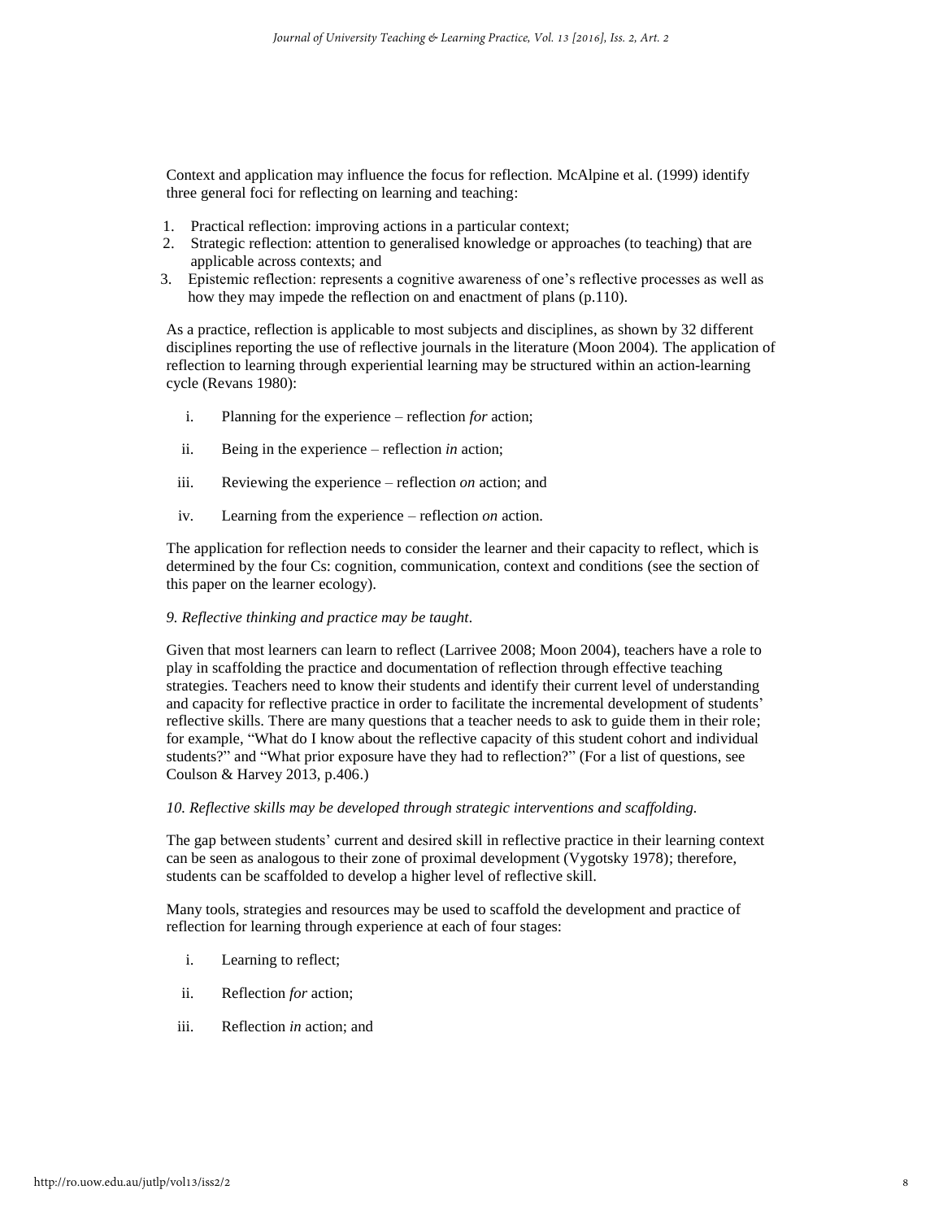Context and application may influence the focus for reflection. McAlpine et al. (1999) identify three general foci for reflecting on learning and teaching:

1. Practical reflection: improving actions in a particular context;
2. Strategic reflection: attention to generalised knowledge or approaches (to teaching) that are applicable across contexts; and
3. Epistemic reflection: represents a cognitive awareness of one's reflective processes as well as how they may impede the reflection on and enactment of plans (p.110).

As a practice, reflection is applicable to most subjects and disciplines, as shown by 32 different disciplines reporting the use of reflective journals in the literature (Moon 2004). The application of reflection to learning through experiential learning may be structured within an action-learning cycle (Revans 1980):

i. Planning for the experience – reflection *for* action;

ii. Being in the experience – reflection *in* action;

iii. Reviewing the experience – reflection *on* action; and

iv. Learning from the experience – reflection *on* action.

The application for reflection needs to consider the learner and their capacity to reflect, which is determined by the four Cs: cognition, communication, context and conditions (see the section of this paper on the learner ecology).

*9. Reflective thinking and practice may be taught.*

Given that most learners can learn to reflect (Larrivee 2008; Moon 2004), teachers have a role to play in scaffolding the practice and documentation of reflection through effective teaching strategies. Teachers need to know their students and identify their current level of understanding and capacity for reflective practice in order to facilitate the incremental development of students' reflective skills. There are many questions that a teacher needs to ask to guide them in their role; for example, "What do I know about the reflective capacity of this student cohort and individual students?" and "What prior exposure have they had to reflection?" (For a list of questions, see Coulson & Harvey 2013, p.406.)

*10. Reflective skills may be developed through strategic interventions and scaffolding.*

The gap between students' current and desired skill in reflective practice in their learning context can be seen as analogous to their zone of proximal development (Vygotsky 1978); therefore, students can be scaffolded to develop a higher level of reflective skill.

Many tools, strategies and resources may be used to scaffold the development and practice of reflection for learning through experience at each of four stages:

i. Learning to reflect;

ii. Reflection *for* action;

iii. Reflection *in* action; and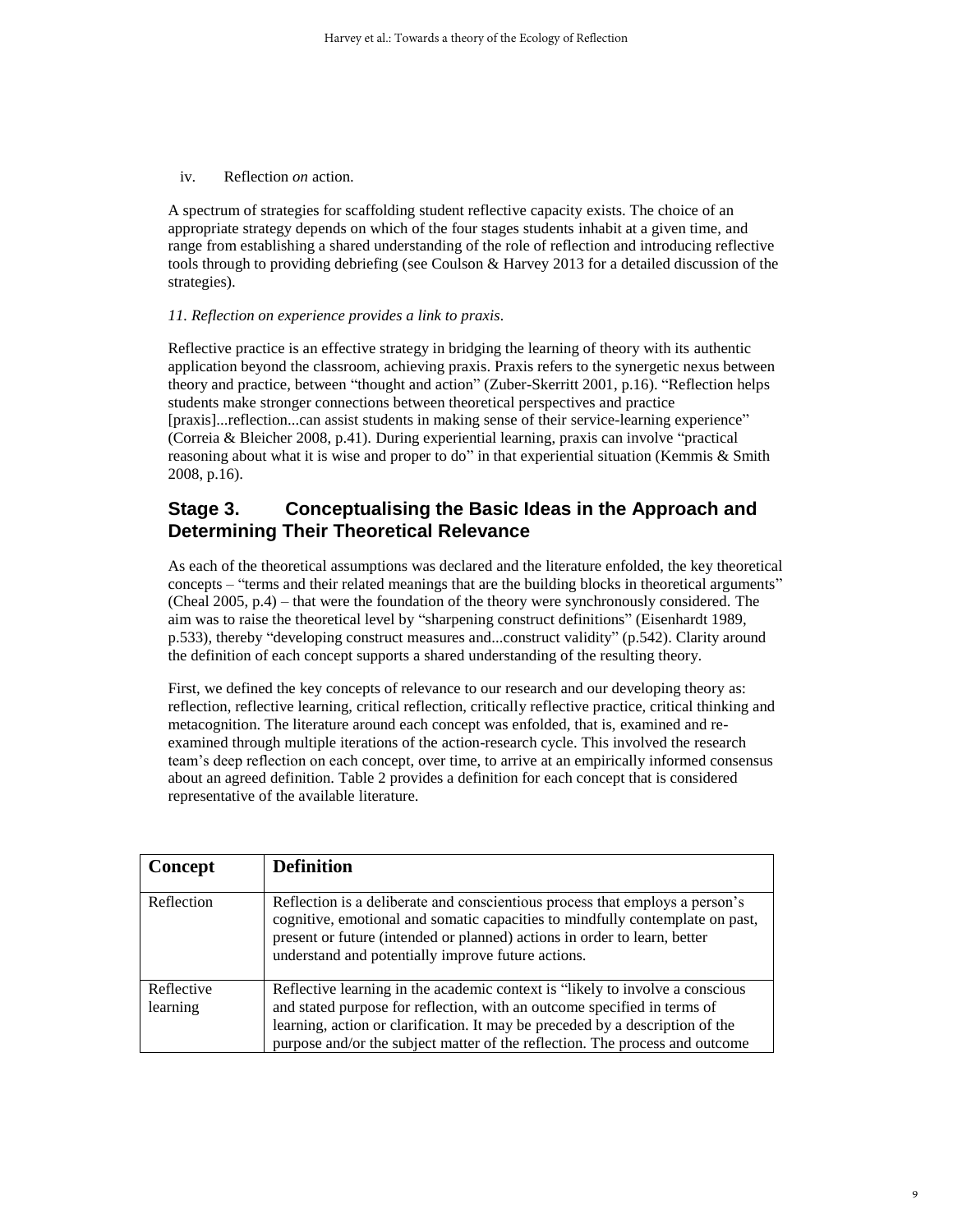iv. Reflection *on* action.

A spectrum of strategies for scaffolding student reflective capacity exists. The choice of an appropriate strategy depends on which of the four stages students inhabit at a given time, and range from establishing a shared understanding of the role of reflection and introducing reflective tools through to providing debriefing (see Coulson & Harvey 2013 for a detailed discussion of the strategies).

*11. Reflection on experience provides a link to praxis.*

Reflective practice is an effective strategy in bridging the learning of theory with its authentic application beyond the classroom, achieving praxis. Praxis refers to the synergetic nexus between theory and practice, between "thought and action" (Zuber-Skerritt 2001, p.16). "Reflection helps students make stronger connections between theoretical perspectives and practice [praxis]...reflection...can assist students in making sense of their service-learning experience" (Correia & Bleicher 2008, p.41). During experiential learning, praxis can involve "practical reasoning about what it is wise and proper to do" in that experiential situation (Kemmis & Smith 2008, p.16).

## Stage 3. Conceptualising the Basic Ideas in the Approach and Determining Their Theoretical Relevance

As each of the theoretical assumptions was declared and the literature enfolded, the key theoretical concepts – "terms and their related meanings that are the building blocks in theoretical arguments" (Cheal 2005, p.4) – that were the foundation of the theory were synchronously considered. The aim was to raise the theoretical level by "sharpening construct definitions" (Eisenhardt 1989, p.533), thereby "developing construct measures and...construct validity" (p.542). Clarity around the definition of each concept supports a shared understanding of the resulting theory.

First, we defined the key concepts of relevance to our research and our developing theory as: reflection, reflective learning, critical reflection, critically reflective practice, critical thinking and metacognition. The literature around each concept was enfolded, that is, examined and re-examined through multiple iterations of the action-research cycle. This involved the research team's deep reflection on each concept, over time, to arrive at an empirically informed consensus about an agreed definition. Table 2 provides a definition for each concept that is considered representative of the available literature.

| Concept | Definition |
|---|---|
| Reflection | Reflection is a deliberate and conscientious process that employs a person's cognitive, emotional and somatic capacities to mindfully contemplate on past, present or future (intended or planned) actions in order to learn, better understand and potentially improve future actions. |
| Reflective learning | Reflective learning in the academic context is "likely to involve a conscious and stated purpose for reflection, with an outcome specified in terms of learning, action or clarification. It may be preceded by a description of the purpose and/or the subject matter of the reflection. The process and outcome |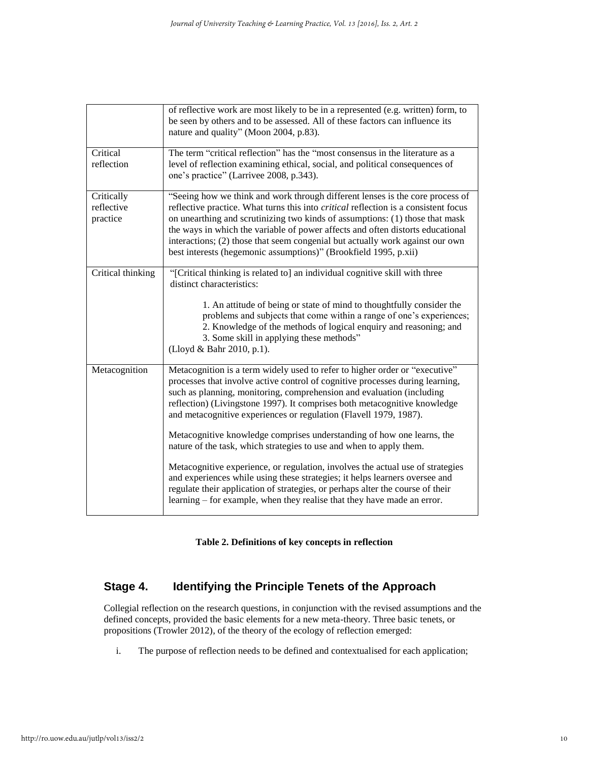| | |
|---|---|
| | of reflective work are most likely to be in a represented (e.g. written) form, to be seen by others and to be assessed. All of these factors can influence its nature and quality" (Moon 2004, p.83). |
| Critical reflection | The term "critical reflection" has the "most consensus in the literature as a level of reflection examining ethical, social, and political consequences of one's practice" (Larrivee 2008, p.343). |
| Critically reflective practice | "Seeing how we think and work through different lenses is the core process of reflective practice. What turns this into *critical* reflection is a consistent focus on unearthing and scrutinizing two kinds of assumptions: (1) those that mask the ways in which the variable of power affects and often distorts educational interactions; (2) those that seem congenial but actually work against our own best interests (hegemonic assumptions)" (Brookfield 1995, p.xii) |
| Critical thinking | "[Critical thinking is related to] an individual cognitive skill with three distinct characteristics: <br><br> 1. An attitude of being or state of mind to thoughtfully consider the problems and subjects that come within a range of one's experiences; <br> 2. Knowledge of the methods of logical enquiry and reasoning; and <br> 3. Some skill in applying these methods" <br> (Lloyd & Bahr 2010, p.1). |
| Metacognition | Metacognition is a term widely used to refer to higher order or "executive" processes that involve active control of cognitive processes during learning, such as planning, monitoring, comprehension and evaluation (including reflection) (Livingstone 1997). It comprises both metacognitive knowledge and metacognitive experiences or regulation (Flavell 1979, 1987). <br><br> Metacognitive knowledge comprises understanding of how one learns, the nature of the task, which strategies to use and when to apply them. <br><br> Metacognitive experience, or regulation, involves the actual use of strategies and experiences while using these strategies; it helps learners oversee and regulate their application of strategies, or perhaps alter the course of their learning – for example, when they realise that they have made an error. |

**Table 2. Definitions of key concepts in reflection**

## Stage 4. Identifying the Principle Tenets of the Approach

Collegial reflection on the research questions, in conjunction with the revised assumptions and the defined concepts, provided the basic elements for a new meta-theory. Three basic tenets, or propositions (Trowler 2012), of the theory of the ecology of reflection emerged:

i. The purpose of reflection needs to be defined and contextualised for each application;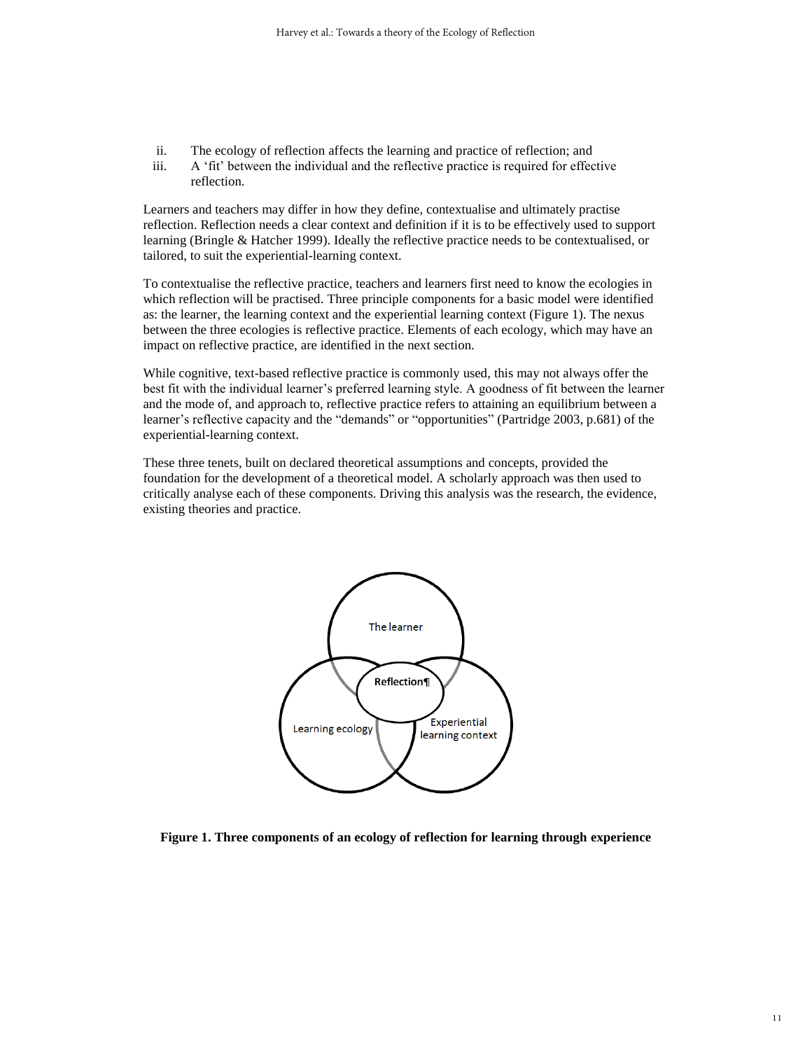ii. The ecology of reflection affects the learning and practice of reflection; and
iii. A 'fit' between the individual and the reflective practice is required for effective reflection.

Learners and teachers may differ in how they define, contextualise and ultimately practise reflection. Reflection needs a clear context and definition if it is to be effectively used to support learning (Bringle & Hatcher 1999). Ideally the reflective practice needs to be contextualised, or tailored, to suit the experiential-learning context.

To contextualise the reflective practice, teachers and learners first need to know the ecologies in which reflection will be practised. Three principle components for a basic model were identified as: the learner, the learning context and the experiential learning context (Figure 1). The nexus between the three ecologies is reflective practice. Elements of each ecology, which may have an impact on reflective practice, are identified in the next section.

While cognitive, text-based reflective practice is commonly used, this may not always offer the best fit with the individual learner's preferred learning style. A goodness of fit between the learner and the mode of, and approach to, reflective practice refers to attaining an equilibrium between a learner's reflective capacity and the "demands" or "opportunities" (Partridge 2003, p.681) of the experiential-learning context.

These three tenets, built on declared theoretical assumptions and concepts, provided the foundation for the development of a theoretical model. A scholarly approach was then used to critically analyse each of these components. Driving this analysis was the research, the evidence, existing theories and practice.

The learner

Reflection¶

Learning ecology

Experiential learning context

**Figure 1. Three components of an ecology of reflection for learning through experience**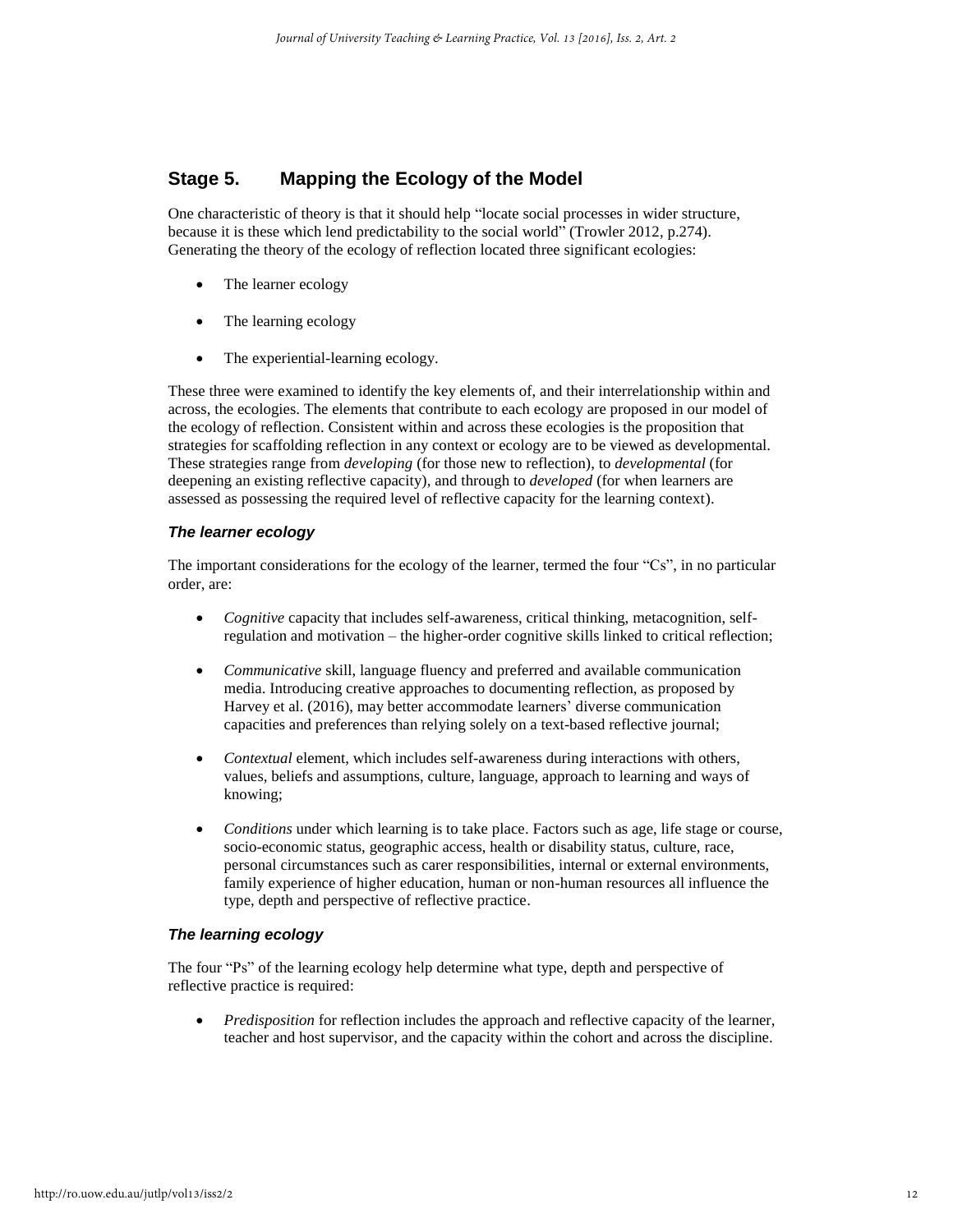## Stage 5. Mapping the Ecology of the Model

One characteristic of theory is that it should help "locate social processes in wider structure, because it is these which lend predictability to the social world" (Trowler 2012, p.274). Generating the theory of the ecology of reflection located three significant ecologies:

- The learner ecology
- The learning ecology
- The experiential-learning ecology.

These three were examined to identify the key elements of, and their interrelationship within and across, the ecologies. The elements that contribute to each ecology are proposed in our model of the ecology of reflection. Consistent within and across these ecologies is the proposition that strategies for scaffolding reflection in any context or ecology are to be viewed as developmental. These strategies range from *developing* (for those new to reflection), to *developmental* (for deepening an existing reflective capacity), and through to *developed* (for when learners are assessed as possessing the required level of reflective capacity for the learning context).

### *The learner ecology*

The important considerations for the ecology of the learner, termed the four "Cs", in no particular order, are:

- *Cognitive* capacity that includes self-awareness, critical thinking, metacognition, self-regulation and motivation – the higher-order cognitive skills linked to critical reflection;
- *Communicative* skill, language fluency and preferred and available communication media. Introducing creative approaches to documenting reflection, as proposed by Harvey et al. (2016), may better accommodate learners' diverse communication capacities and preferences than relying solely on a text-based reflective journal;
- *Contextual* element, which includes self-awareness during interactions with others, values, beliefs and assumptions, culture, language, approach to learning and ways of knowing;
- *Conditions* under which learning is to take place. Factors such as age, life stage or course, socio-economic status, geographic access, health or disability status, culture, race, personal circumstances such as carer responsibilities, internal or external environments, family experience of higher education, human or non-human resources all influence the type, depth and perspective of reflective practice.

### *The learning ecology*

The four "Ps" of the learning ecology help determine what type, depth and perspective of reflective practice is required:

- *Predisposition* for reflection includes the approach and reflective capacity of the learner, teacher and host supervisor, and the capacity within the cohort and across the discipline.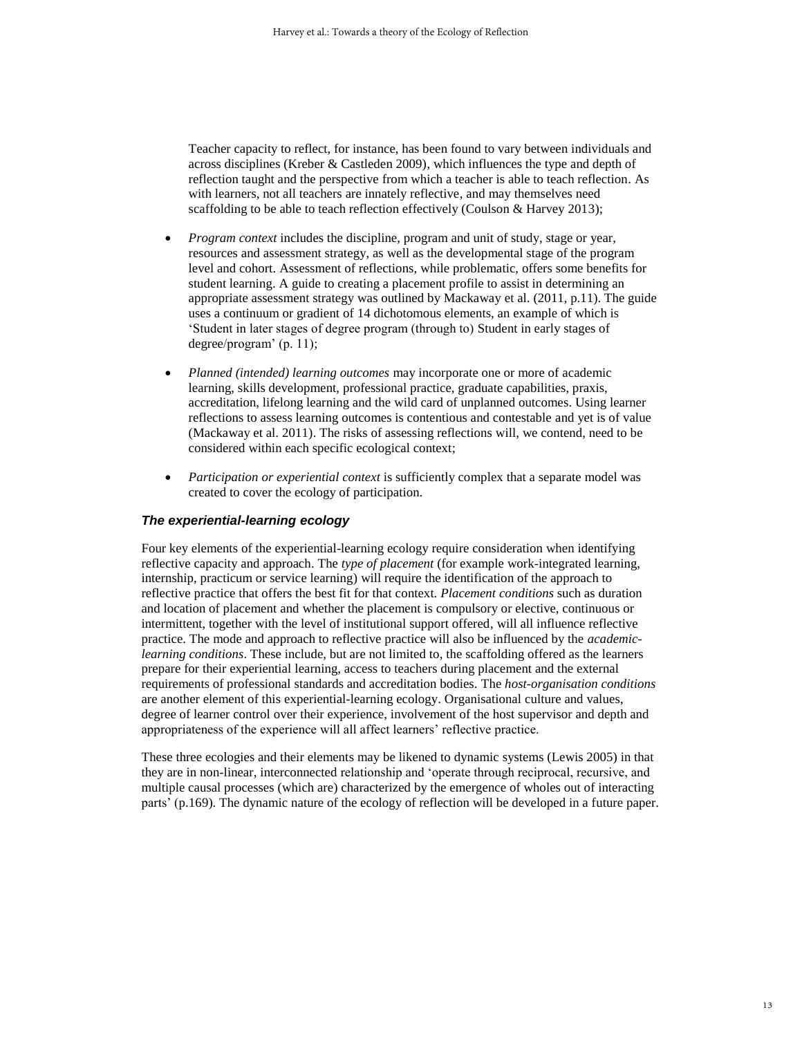Teacher capacity to reflect, for instance, has been found to vary between individuals and across disciplines (Kreber & Castleden 2009), which influences the type and depth of reflection taught and the perspective from which a teacher is able to teach reflection. As with learners, not all teachers are innately reflective, and may themselves need scaffolding to be able to teach reflection effectively (Coulson & Harvey 2013);

- *Program context* includes the discipline, program and unit of study, stage or year, resources and assessment strategy, as well as the developmental stage of the program level and cohort. Assessment of reflections, while problematic, offers some benefits for student learning. A guide to creating a placement profile to assist in determining an appropriate assessment strategy was outlined by Mackaway et al. (2011, p.11). The guide uses a continuum or gradient of 14 dichotomous elements, an example of which is 'Student in later stages of degree program (through to) Student in early stages of degree/program' (p. 11);

- *Planned (intended) learning outcomes* may incorporate one or more of academic learning, skills development, professional practice, graduate capabilities, praxis, accreditation, lifelong learning and the wild card of unplanned outcomes. Using learner reflections to assess learning outcomes is contentious and contestable and yet is of value (Mackaway et al. 2011). The risks of assessing reflections will, we contend, need to be considered within each specific ecological context;

- *Participation or experiential context* is sufficiently complex that a separate model was created to cover the ecology of participation.

### *The experiential-learning ecology*

Four key elements of the experiential-learning ecology require consideration when identifying reflective capacity and approach. The *type of placement* (for example work-integrated learning, internship, practicum or service learning) will require the identification of the approach to reflective practice that offers the best fit for that context. *Placement conditions* such as duration and location of placement and whether the placement is compulsory or elective, continuous or intermittent, together with the level of institutional support offered, will all influence reflective practice. The mode and approach to reflective practice will also be influenced by the *academic-learning conditions*. These include, but are not limited to, the scaffolding offered as the learners prepare for their experiential learning, access to teachers during placement and the external requirements of professional standards and accreditation bodies. The *host-organisation conditions* are another element of this experiential-learning ecology. Organisational culture and values, degree of learner control over their experience, involvement of the host supervisor and depth and appropriateness of the experience will all affect learners' reflective practice.

These three ecologies and their elements may be likened to dynamic systems (Lewis 2005) in that they are in non-linear, interconnected relationship and 'operate through reciprocal, recursive, and multiple causal processes (which are) characterized by the emergence of wholes out of interacting parts' (p.169). The dynamic nature of the ecology of reflection will be developed in a future paper.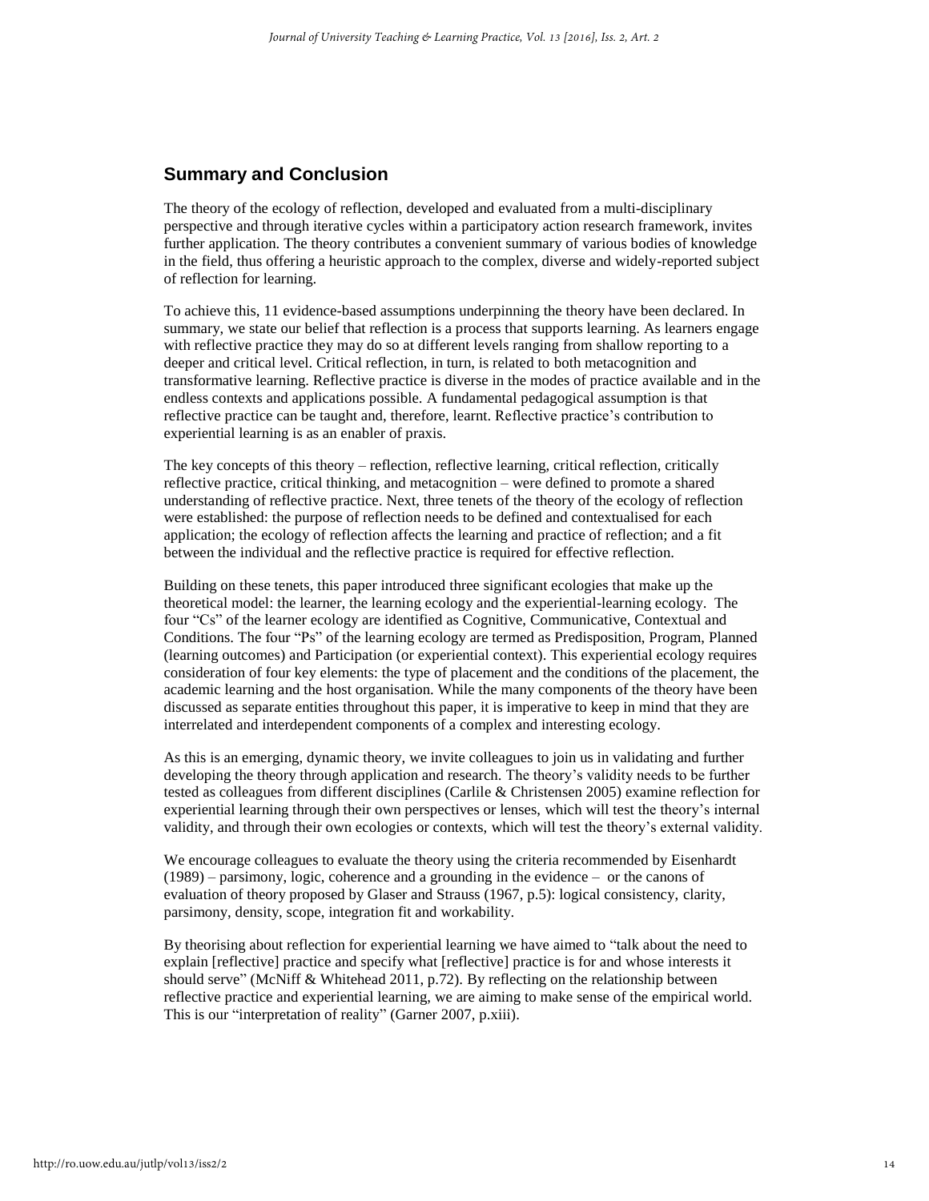## Summary and Conclusion

The theory of the ecology of reflection, developed and evaluated from a multi-disciplinary perspective and through iterative cycles within a participatory action research framework, invites further application. The theory contributes a convenient summary of various bodies of knowledge in the field, thus offering a heuristic approach to the complex, diverse and widely-reported subject of reflection for learning.

To achieve this, 11 evidence-based assumptions underpinning the theory have been declared. In summary, we state our belief that reflection is a process that supports learning. As learners engage with reflective practice they may do so at different levels ranging from shallow reporting to a deeper and critical level. Critical reflection, in turn, is related to both metacognition and transformative learning. Reflective practice is diverse in the modes of practice available and in the endless contexts and applications possible. A fundamental pedagogical assumption is that reflective practice can be taught and, therefore, learnt. Reflective practice's contribution to experiential learning is as an enabler of praxis.

The key concepts of this theory – reflection, reflective learning, critical reflection, critically reflective practice, critical thinking, and metacognition – were defined to promote a shared understanding of reflective practice. Next, three tenets of the theory of the ecology of reflection were established: the purpose of reflection needs to be defined and contextualised for each application; the ecology of reflection affects the learning and practice of reflection; and a fit between the individual and the reflective practice is required for effective reflection.

Building on these tenets, this paper introduced three significant ecologies that make up the theoretical model: the learner, the learning ecology and the experiential-learning ecology. The four "Cs" of the learner ecology are identified as Cognitive, Communicative, Contextual and Conditions. The four "Ps" of the learning ecology are termed as Predisposition, Program, Planned (learning outcomes) and Participation (or experiential context). This experiential ecology requires consideration of four key elements: the type of placement and the conditions of the placement, the academic learning and the host organisation. While the many components of the theory have been discussed as separate entities throughout this paper, it is imperative to keep in mind that they are interrelated and interdependent components of a complex and interesting ecology.

As this is an emerging, dynamic theory, we invite colleagues to join us in validating and further developing the theory through application and research. The theory's validity needs to be further tested as colleagues from different disciplines (Carlile & Christensen 2005) examine reflection for experiential learning through their own perspectives or lenses, which will test the theory's internal validity, and through their own ecologies or contexts, which will test the theory's external validity.

We encourage colleagues to evaluate the theory using the criteria recommended by Eisenhardt (1989) – parsimony, logic, coherence and a grounding in the evidence – or the canons of evaluation of theory proposed by Glaser and Strauss (1967, p.5): logical consistency, clarity, parsimony, density, scope, integration fit and workability.

By theorising about reflection for experiential learning we have aimed to "talk about the need to explain [reflective] practice and specify what [reflective] practice is for and whose interests it should serve" (McNiff & Whitehead 2011, p.72). By reflecting on the relationship between reflective practice and experiential learning, we are aiming to make sense of the empirical world. This is our "interpretation of reality" (Garner 2007, p.xiii).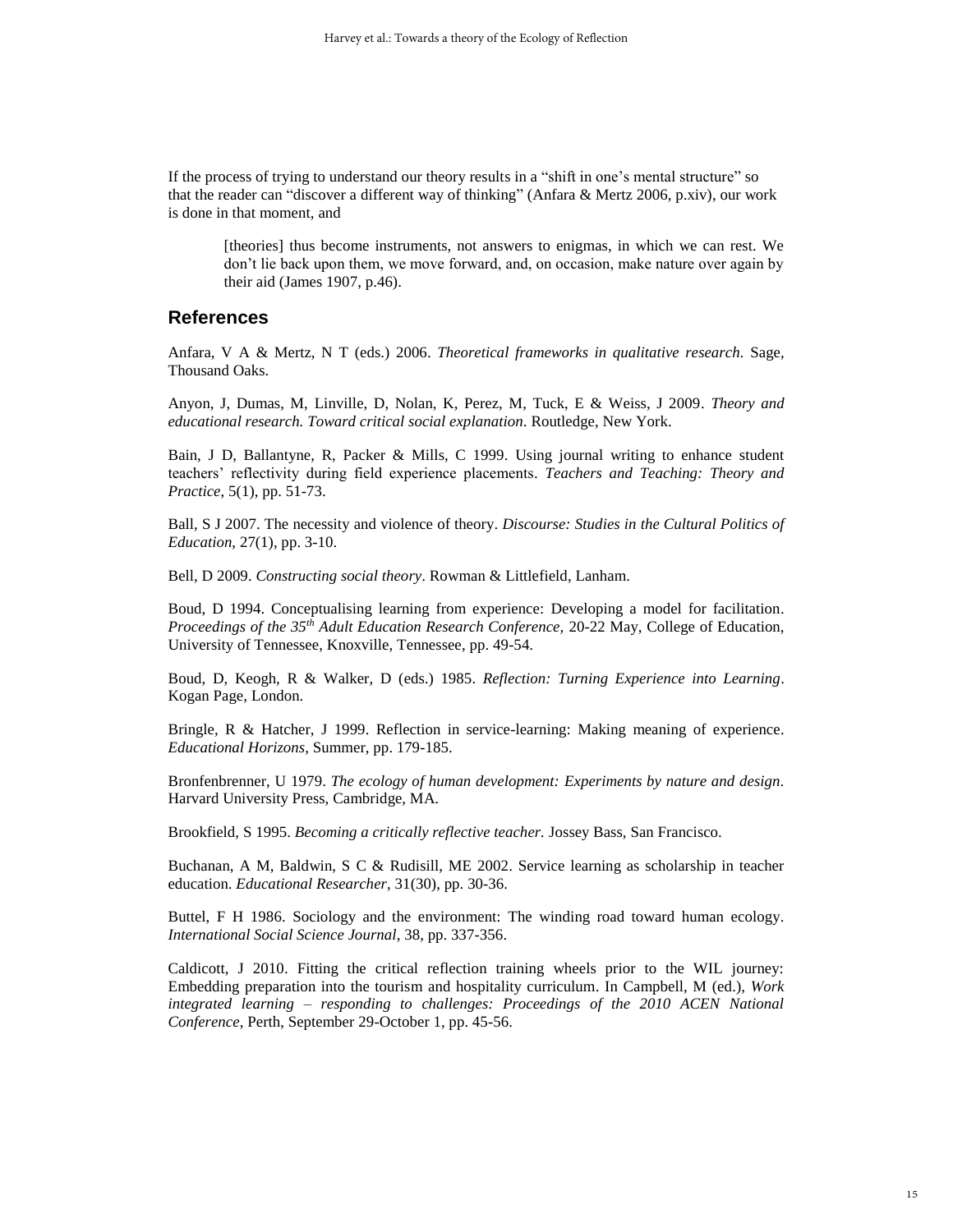If the process of trying to understand our theory results in a "shift in one's mental structure" so that the reader can "discover a different way of thinking" (Anfara & Mertz 2006, p.xiv), our work is done in that moment, and

> [theories] thus become instruments, not answers to enigmas, in which we can rest. We don't lie back upon them, we move forward, and, on occasion, make nature over again by their aid (James 1907, p.46).

## References

Anfara, V A & Mertz, N T (eds.) 2006. *Theoretical frameworks in qualitative research.* Sage, Thousand Oaks.

Anyon, J, Dumas, M, Linville, D, Nolan, K, Perez, M, Tuck, E & Weiss, J 2009. *Theory and educational research. Toward critical social explanation*. Routledge, New York.

Bain, J D, Ballantyne, R, Packer & Mills, C 1999. Using journal writing to enhance student teachers' reflectivity during field experience placements. *Teachers and Teaching: Theory and Practice*, 5(1), pp. 51-73.

Ball, S J 2007. The necessity and violence of theory. *Discourse: Studies in the Cultural Politics of Education*, 27(1), pp. 3-10.

Bell, D 2009. *Constructing social theory*. Rowman & Littlefield, Lanham.

Boud, D 1994. Conceptualising learning from experience: Developing a model for facilitation. *Proceedings of the 35th Adult Education Research Conference,* 20-22 May, College of Education, University of Tennessee, Knoxville, Tennessee, pp. 49-54.

Boud, D, Keogh, R & Walker, D (eds.) 1985. *Reflection: Turning Experience into Learning*. Kogan Page, London.

Bringle, R & Hatcher, J 1999. Reflection in service-learning: Making meaning of experience. *Educational Horizons*, Summer, pp. 179-185.

Bronfenbrenner, U 1979. *The ecology of human development: Experiments by nature and design*. Harvard University Press, Cambridge, MA.

Brookfield, S 1995. *Becoming a critically reflective teacher.* Jossey Bass, San Francisco.

Buchanan, A M, Baldwin, S C & Rudisill, ME 2002. Service learning as scholarship in teacher education. *Educational Researcher*, 31(30), pp. 30-36.

Buttel, F H 1986. Sociology and the environment: The winding road toward human ecology. *International Social Science Journal*, 38, pp. 337-356.

Caldicott, J 2010. Fitting the critical reflection training wheels prior to the WIL journey: Embedding preparation into the tourism and hospitality curriculum. In Campbell, M (ed.), *Work integrated learning – responding to challenges: Proceedings of the 2010 ACEN National Conference*, Perth, September 29-October 1, pp. 45-56.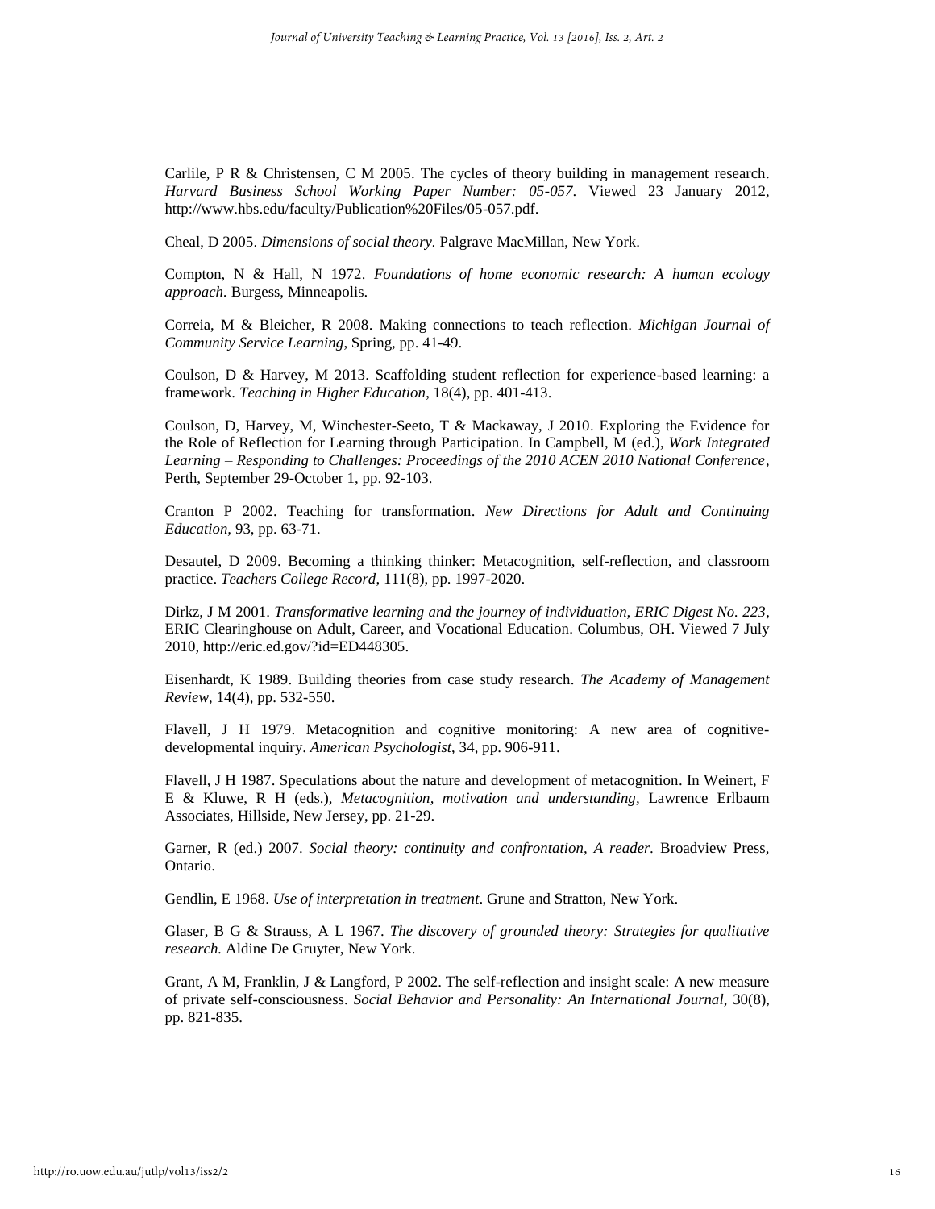Carlile, P R & Christensen, C M 2005. The cycles of theory building in management research. *Harvard Business School Working Paper Number: 05-057*. Viewed 23 January 2012, http://www.hbs.edu/faculty/Publication%20Files/05-057.pdf.

Cheal, D 2005. *Dimensions of social theory.* Palgrave MacMillan, New York.

Compton, N & Hall, N 1972. *Foundations of home economic research: A human ecology approach.* Burgess, Minneapolis.

Correia, M & Bleicher, R 2008. Making connections to teach reflection. *Michigan Journal of Community Service Learning*, Spring, pp. 41-49.

Coulson, D & Harvey, M 2013. Scaffolding student reflection for experience-based learning: a framework. *Teaching in Higher Education*, 18(4), pp. 401-413.

Coulson, D, Harvey, M, Winchester-Seeto, T & Mackaway, J 2010. Exploring the Evidence for the Role of Reflection for Learning through Participation. In Campbell, M (ed.), *Work Integrated Learning – Responding to Challenges: Proceedings of the 2010 ACEN 2010 National Conference*, Perth, September 29-October 1, pp. 92-103.

Cranton P 2002. Teaching for transformation. *New Directions for Adult and Continuing Education*, 93, pp. 63-71.

Desautel, D 2009. Becoming a thinking thinker: Metacognition, self-reflection, and classroom practice. *Teachers College Record*, 111(8), pp. 1997-2020.

Dirkz, J M 2001. *Transformative learning and the journey of individuation, ERIC Digest No. 223*, ERIC Clearinghouse on Adult, Career, and Vocational Education. Columbus, OH. Viewed 7 July 2010, http://eric.ed.gov/?id=ED448305.

Eisenhardt, K 1989. Building theories from case study research. *The Academy of Management Review*, 14(4), pp. 532-550.

Flavell, J H 1979. Metacognition and cognitive monitoring: A new area of cognitive-developmental inquiry. *American Psychologist*, 34, pp. 906-911.

Flavell, J H 1987. Speculations about the nature and development of metacognition. In Weinert, F E & Kluwe, R H (eds.), *Metacognition, motivation and understanding*, Lawrence Erlbaum Associates, Hillside, New Jersey, pp. 21-29.

Garner, R (ed.) 2007. *Social theory: continuity and confrontation, A reader.* Broadview Press, Ontario.

Gendlin, E 1968. *Use of interpretation in treatment*. Grune and Stratton, New York.

Glaser, B G & Strauss, A L 1967. *The discovery of grounded theory: Strategies for qualitative research.* Aldine De Gruyter, New York.

Grant, A M, Franklin, J & Langford, P 2002. The self-reflection and insight scale: A new measure of private self-consciousness. *Social Behavior and Personality: An International Journal*, 30(8), pp. 821-835.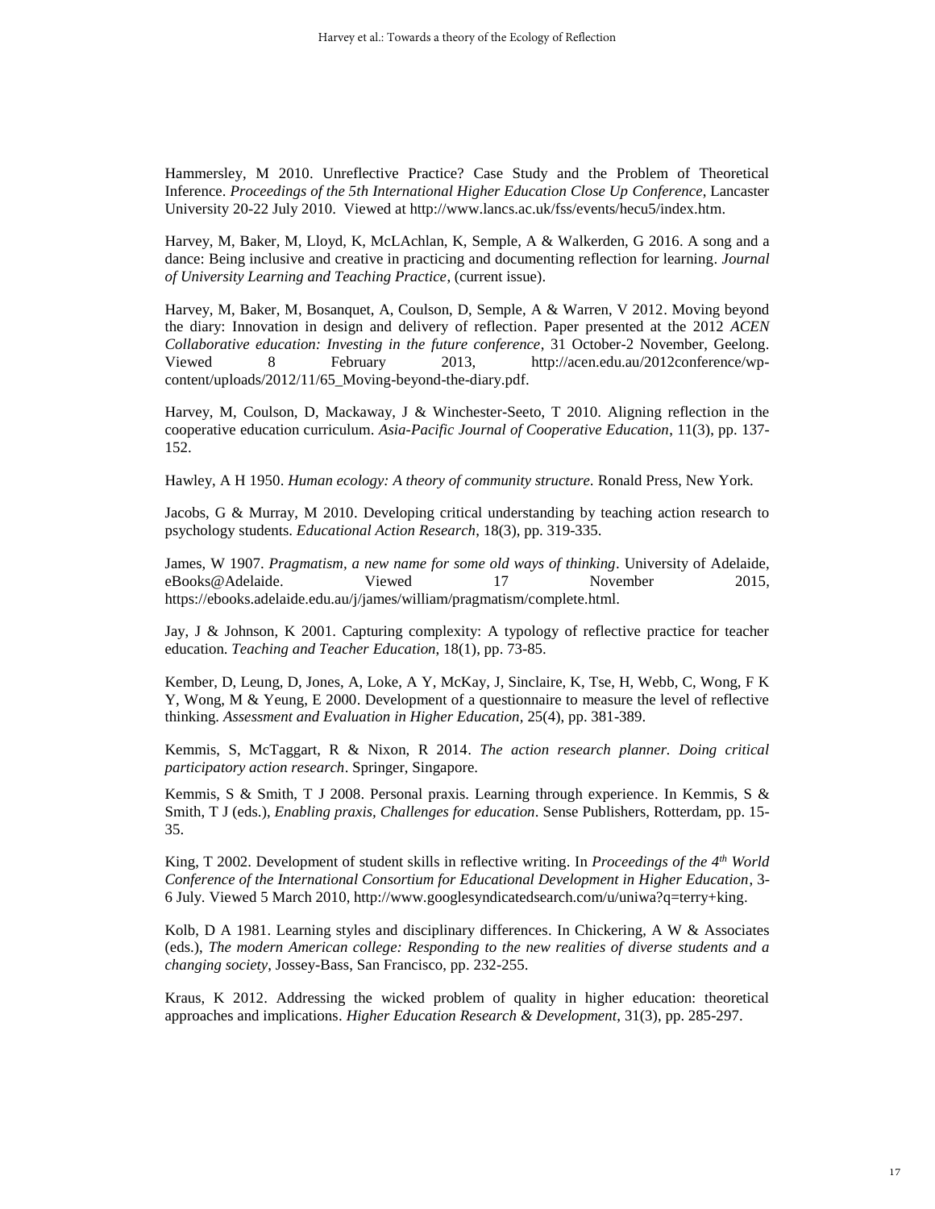Hammersley, M 2010. Unreflective Practice? Case Study and the Problem of Theoretical Inference. *Proceedings of the 5th International Higher Education Close Up Conference*, Lancaster University 20-22 July 2010. Viewed at http://www.lancs.ac.uk/fss/events/hecu5/index.htm.

Harvey, M, Baker, M, Lloyd, K, McLAchlan, K, Semple, A & Walkerden, G 2016. A song and a dance: Being inclusive and creative in practicing and documenting reflection for learning. *Journal of University Learning and Teaching Practice*, (current issue).

Harvey, M, Baker, M, Bosanquet, A, Coulson, D, Semple, A & Warren, V 2012. Moving beyond the diary: Innovation in design and delivery of reflection. Paper presented at the 2012 *ACEN Collaborative education: Investing in the future conference*, 31 October-2 November, Geelong. Viewed 8 February 2013, http://acen.edu.au/2012conference/wp-content/uploads/2012/11/65_Moving-beyond-the-diary.pdf.

Harvey, M, Coulson, D, Mackaway, J & Winchester-Seeto, T 2010. Aligning reflection in the cooperative education curriculum. *Asia-Pacific Journal of Cooperative Education*, 11(3), pp. 137-152.

Hawley, A H 1950. *Human ecology: A theory of community structure.* Ronald Press, New York.

Jacobs, G & Murray, M 2010. Developing critical understanding by teaching action research to psychology students. *Educational Action Research*, 18(3), pp. 319-335.

James, W 1907. *Pragmatism, a new name for some old ways of thinking*. University of Adelaide, eBooks@Adelaide. Viewed 17 November 2015, https://ebooks.adelaide.edu.au/j/james/william/pragmatism/complete.html.

Jay, J & Johnson, K 2001. Capturing complexity: A typology of reflective practice for teacher education. *Teaching and Teacher Education*, 18(1), pp. 73-85.

Kember, D, Leung, D, Jones, A, Loke, A Y, McKay, J, Sinclaire, K, Tse, H, Webb, C, Wong, F K Y, Wong, M & Yeung, E 2000. Development of a questionnaire to measure the level of reflective thinking. *Assessment and Evaluation in Higher Education*, 25(4), pp. 381-389.

Kemmis, S, McTaggart, R & Nixon, R 2014. *The action research planner. Doing critical participatory action research*. Springer, Singapore.

Kemmis, S & Smith, T J 2008. Personal praxis. Learning through experience. In Kemmis, S & Smith, T J (eds.), *Enabling praxis, Challenges for education*. Sense Publishers, Rotterdam, pp. 15-35.

King, T 2002. Development of student skills in reflective writing. In *Proceedings of the 4th World Conference of the International Consortium for Educational Development in Higher Education*, 3-6 July. Viewed 5 March 2010, http://www.googlesyndicatedsearch.com/u/uniwa?q=terry+king.

Kolb, D A 1981. Learning styles and disciplinary differences. In Chickering, A W & Associates (eds.), *The modern American college: Responding to the new realities of diverse students and a changing society*, Jossey-Bass, San Francisco, pp. 232-255.

Kraus, K 2012. Addressing the wicked problem of quality in higher education: theoretical approaches and implications. *Higher Education Research & Development*, 31(3), pp. 285-297.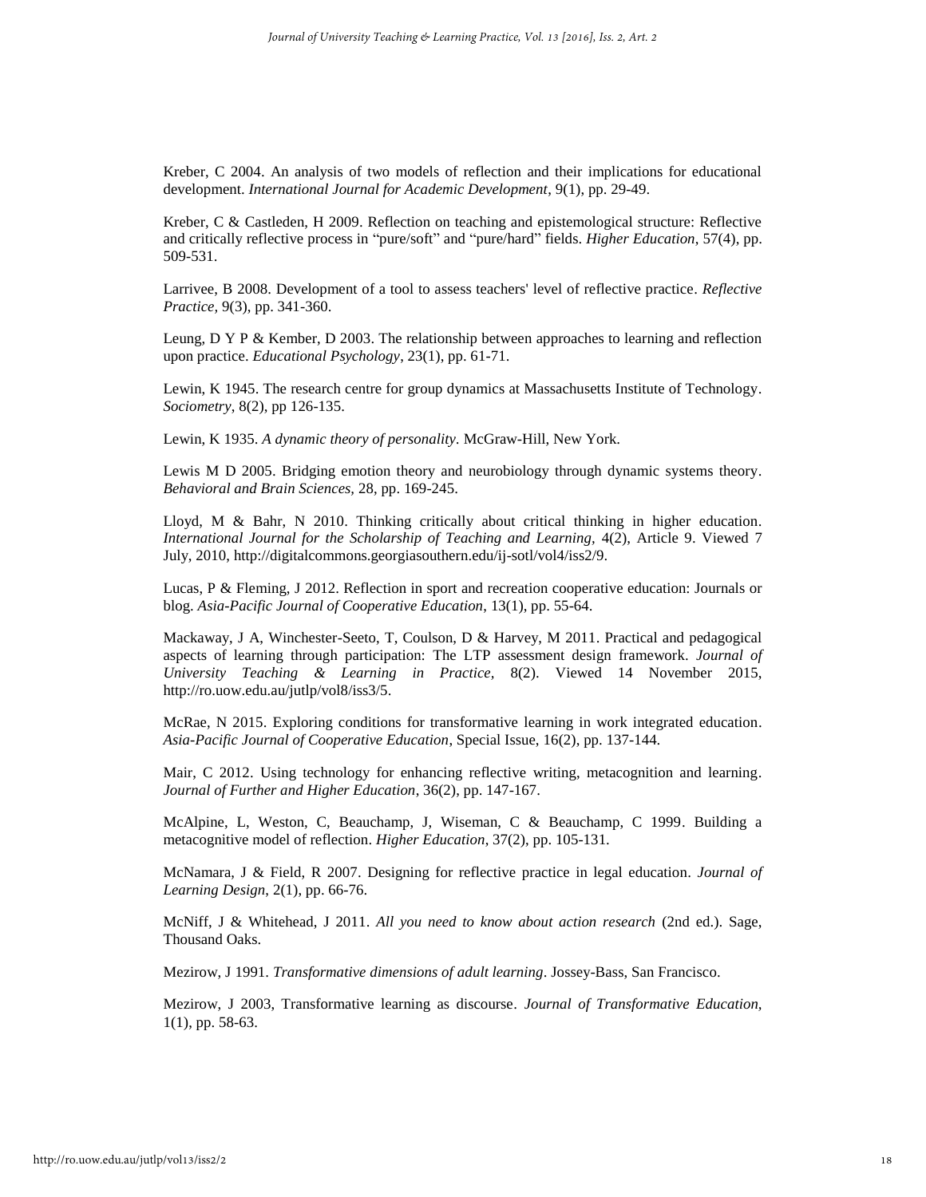Kreber, C 2004. An analysis of two models of reflection and their implications for educational development. *International Journal for Academic Development*, 9(1), pp. 29-49.

Kreber, C & Castleden, H 2009. Reflection on teaching and epistemological structure: Reflective and critically reflective process in "pure/soft" and "pure/hard" fields. *Higher Education*, 57(4), pp. 509-531.

Larrivee, B 2008. Development of a tool to assess teachers' level of reflective practice. *Reflective Practice*, 9(3), pp. 341-360.

Leung, D Y P & Kember, D 2003. The relationship between approaches to learning and reflection upon practice. *Educational Psychology*, 23(1), pp. 61-71.

Lewin, K 1945. The research centre for group dynamics at Massachusetts Institute of Technology. *Sociometry*, 8(2), pp 126-135.

Lewin, K 1935. *A dynamic theory of personality*. McGraw-Hill, New York.

Lewis M D 2005. Bridging emotion theory and neurobiology through dynamic systems theory. *Behavioral and Brain Sciences*, 28, pp. 169-245.

Lloyd, M & Bahr, N 2010. Thinking critically about critical thinking in higher education. *International Journal for the Scholarship of Teaching and Learning*, 4(2), Article 9. Viewed 7 July, 2010, http://digitalcommons.georgiasouthern.edu/ij-sotl/vol4/iss2/9.

Lucas, P & Fleming, J 2012. Reflection in sport and recreation cooperative education: Journals or blog. *Asia-Pacific Journal of Cooperative Education*, 13(1), pp. 55-64.

Mackaway, J A, Winchester-Seeto, T, Coulson, D & Harvey, M 2011. Practical and pedagogical aspects of learning through participation: The LTP assessment design framework. *Journal of University Teaching & Learning in Practice*, 8(2). Viewed 14 November 2015, http://ro.uow.edu.au/jutlp/vol8/iss3/5.

McRae, N 2015. Exploring conditions for transformative learning in work integrated education. *Asia-Pacific Journal of Cooperative Education*, Special Issue, 16(2), pp. 137-144.

Mair, C 2012. Using technology for enhancing reflective writing, metacognition and learning. *Journal of Further and Higher Education*, 36(2), pp. 147-167.

McAlpine, L, Weston, C, Beauchamp, J, Wiseman, C & Beauchamp, C 1999. Building a metacognitive model of reflection. *Higher Education*, 37(2), pp. 105-131.

McNamara, J & Field, R 2007. Designing for reflective practice in legal education. *Journal of Learning Design*, 2(1), pp. 66-76.

McNiff, J & Whitehead, J 2011. *All you need to know about action research* (2nd ed.). Sage, Thousand Oaks.

Mezirow, J 1991. *Transformative dimensions of adult learning*. Jossey-Bass, San Francisco.

Mezirow, J 2003, Transformative learning as discourse. *Journal of Transformative Education*, 1(1), pp. 58-63.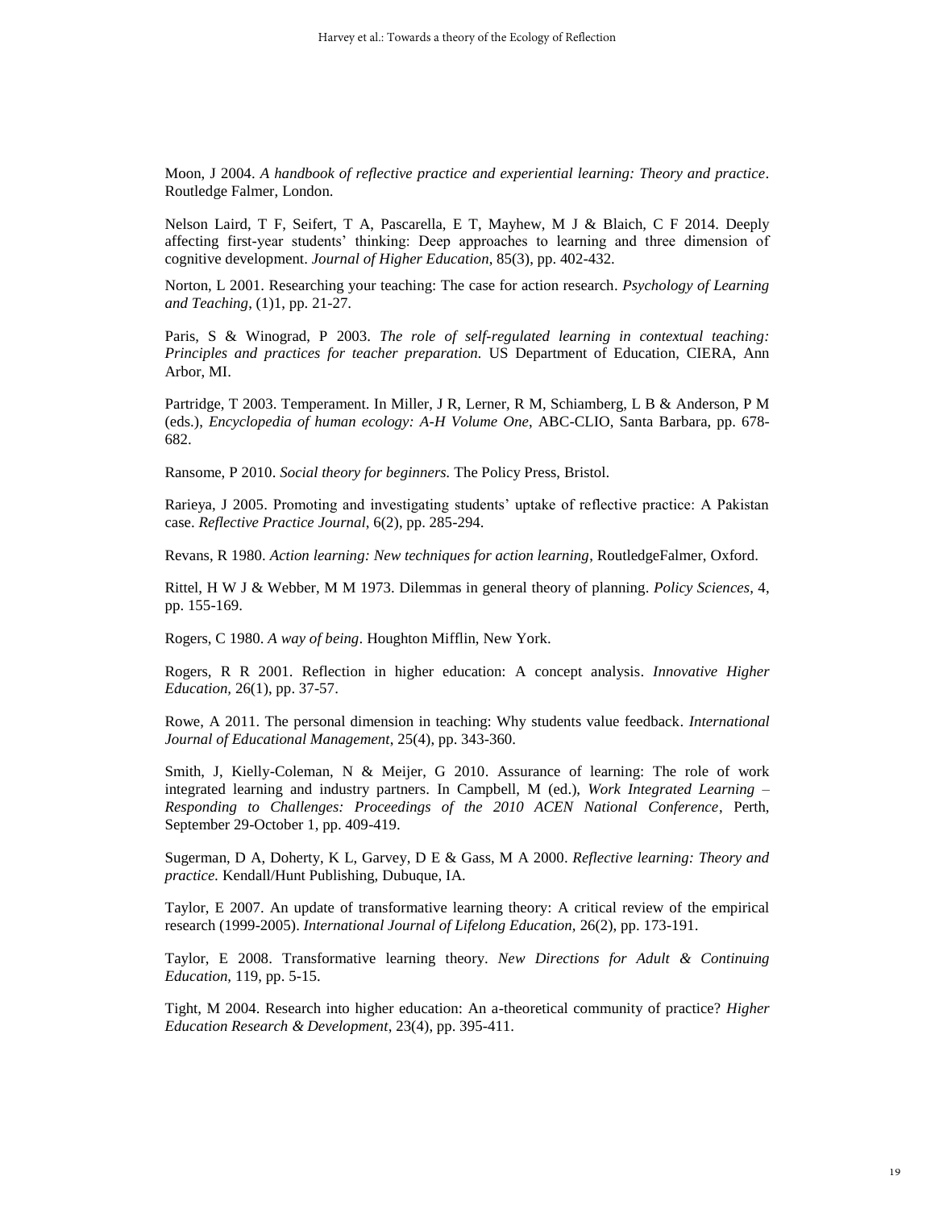Moon, J 2004. *A handbook of reflective practice and experiential learning: Theory and practice*. Routledge Falmer, London.

Nelson Laird, T F, Seifert, T A, Pascarella, E T, Mayhew, M J & Blaich, C F 2014. Deeply affecting first-year students' thinking: Deep approaches to learning and three dimension of cognitive development. *Journal of Higher Education*, 85(3), pp. 402-432.

Norton, L 2001. Researching your teaching: The case for action research. *Psychology of Learning and Teaching*, (1)1, pp. 21-27.

Paris, S & Winograd, P 2003. *The role of self-regulated learning in contextual teaching: Principles and practices for teacher preparation.* US Department of Education, CIERA, Ann Arbor, MI.

Partridge, T 2003. Temperament. In Miller, J R, Lerner, R M, Schiamberg, L B & Anderson, P M (eds.), *Encyclopedia of human ecology: A-H Volume One*, ABC-CLIO, Santa Barbara, pp. 678-682.

Ransome, P 2010. *Social theory for beginners.* The Policy Press, Bristol.

Rarieya, J 2005. Promoting and investigating students' uptake of reflective practice: A Pakistan case. *Reflective Practice Journal*, 6(2), pp. 285-294.

Revans, R 1980. *Action learning: New techniques for action learning*, RoutledgeFalmer, Oxford.

Rittel, H W J & Webber, M M 1973. Dilemmas in general theory of planning. *Policy Sciences*, 4, pp. 155-169.

Rogers, C 1980. *A way of being*. Houghton Mifflin, New York.

Rogers, R R 2001. Reflection in higher education: A concept analysis. *Innovative Higher Education,* 26(1), pp. 37-57.

Rowe, A 2011. The personal dimension in teaching: Why students value feedback. *International Journal of Educational Management*, 25(4), pp. 343-360.

Smith, J, Kielly-Coleman, N & Meijer, G 2010. Assurance of learning: The role of work integrated learning and industry partners. In Campbell, M (ed.), *Work Integrated Learning – Responding to Challenges: Proceedings of the 2010 ACEN National Conference*, Perth, September 29-October 1, pp. 409-419.

Sugerman, D A, Doherty, K L, Garvey, D E & Gass, M A 2000. *Reflective learning: Theory and practice.* Kendall/Hunt Publishing, Dubuque, IA.

Taylor, E 2007. An update of transformative learning theory: A critical review of the empirical research (1999-2005). *International Journal of Lifelong Education,* 26(2), pp. 173-191.

Taylor, E 2008. Transformative learning theory. *New Directions for Adult & Continuing Education*, 119, pp. 5-15.

Tight, M 2004. Research into higher education: An a-theoretical community of practice? *Higher Education Research & Development*, 23(4), pp. 395-411.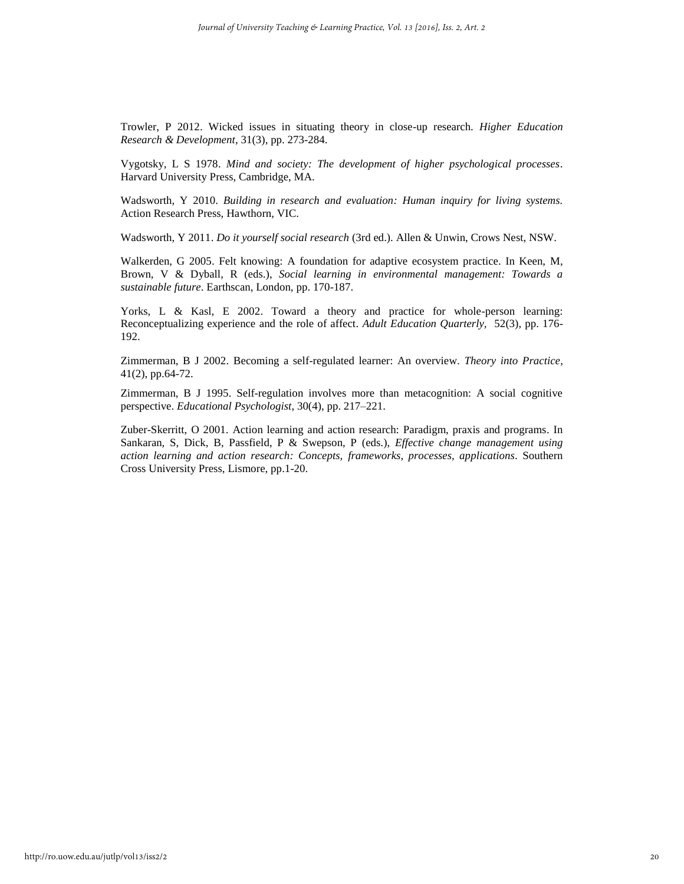Trowler, P 2012. Wicked issues in situating theory in close-up research. *Higher Education Research & Development*, 31(3), pp. 273-284.

Vygotsky, L S 1978. *Mind and society: The development of higher psychological processes*. Harvard University Press, Cambridge, MA.

Wadsworth, Y 2010. *Building in research and evaluation: Human inquiry for living systems.* Action Research Press, Hawthorn, VIC.

Wadsworth, Y 2011. *Do it yourself social research* (3rd ed.). Allen & Unwin, Crows Nest, NSW.

Walkerden, G 2005. Felt knowing: A foundation for adaptive ecosystem practice. In Keen, M, Brown, V & Dyball, R (eds.), *Social learning in environmental management: Towards a sustainable future*. Earthscan, London, pp. 170-187.

Yorks, L & Kasl, E 2002. Toward a theory and practice for whole-person learning: Reconceptualizing experience and the role of affect. *Adult Education Quarterly,* 52(3), pp. 176-192.

Zimmerman, B J 2002. Becoming a self-regulated learner: An overview. *Theory into Practice*, 41(2), pp.64-72.

Zimmerman, B J 1995. Self-regulation involves more than metacognition: A social cognitive perspective. *Educational Psychologist*, 30(4), pp. 217–221.

Zuber-Skerritt, O 2001. Action learning and action research: Paradigm, praxis and programs. In Sankaran, S, Dick, B, Passfield, P & Swepson, P (eds.), *Effective change management using action learning and action research: Concepts, frameworks, processes, applications*. Southern Cross University Press, Lismore, pp.1-20.